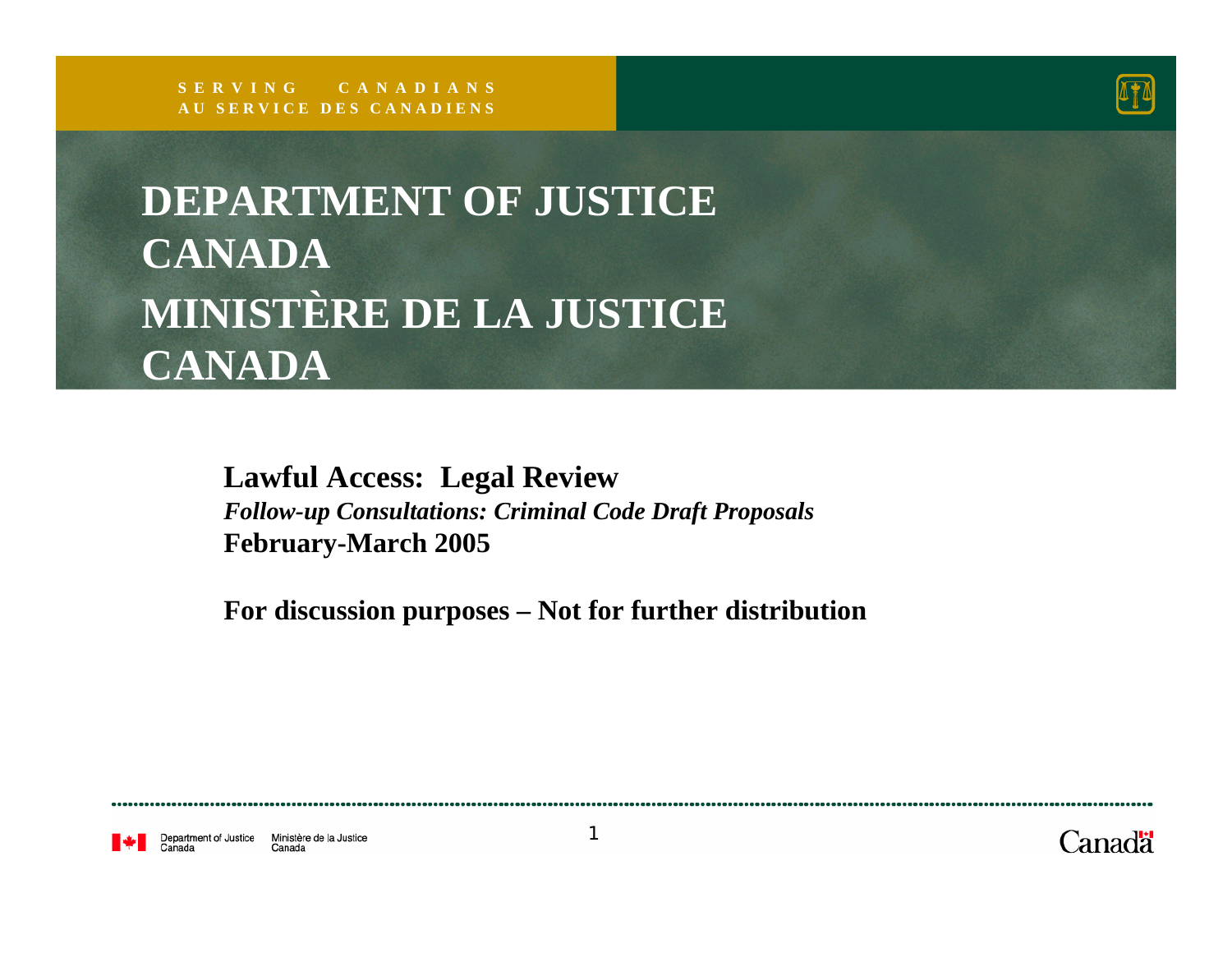SERVING CANADIANS
AU SERVICE DES CANADIENS

# DEPARTMENT OF JUSTICE CANADA
# MINISTÈRE DE LA JUSTICE CANADA

## Lawful Access: Legal Review

***Follow-up Consultations: Criminal Code Draft Proposals***

**February-March 2005**

**For discussion purposes – Not for further distribution**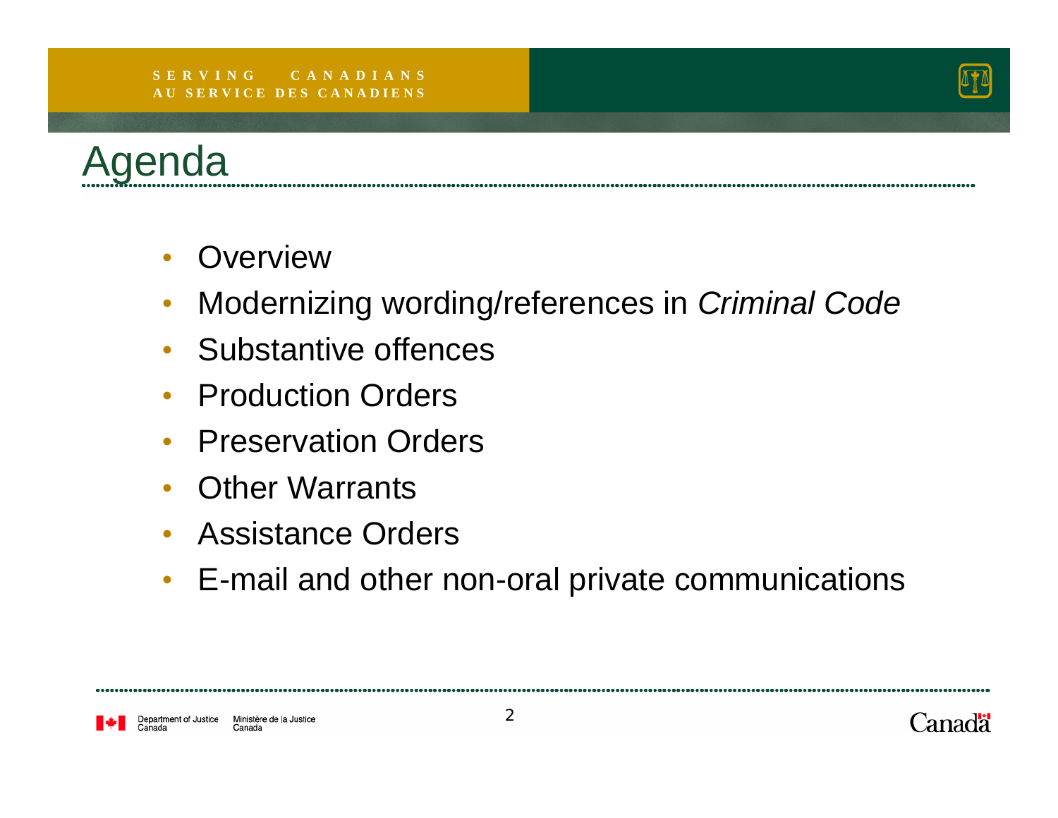# Agenda

- Overview
- Modernizing wording/references in *Criminal Code*
- Substantive offences
- Production Orders
- Preservation Orders
- Other Warrants
- Assistance Orders
- E-mail and other non-oral private communications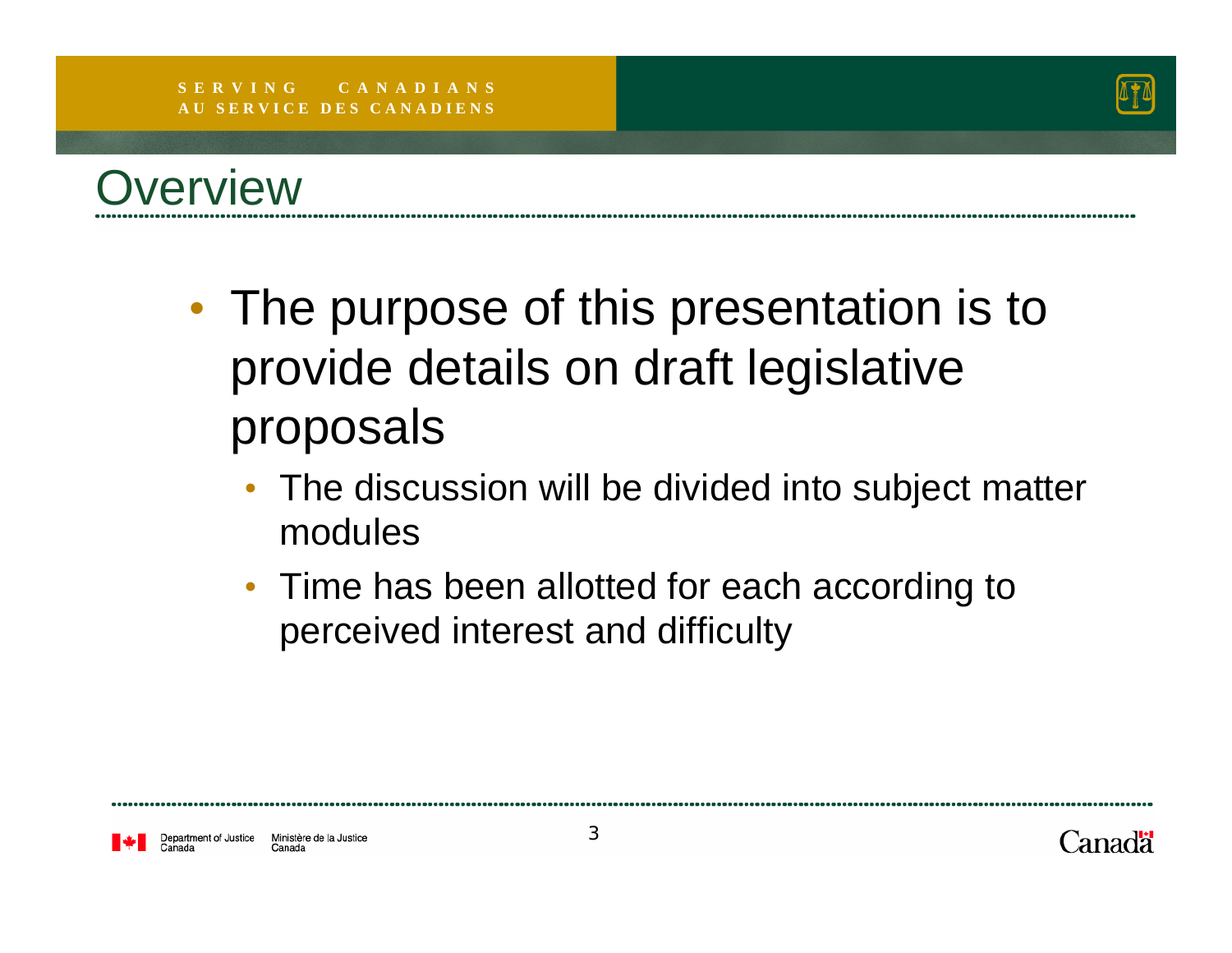# Overview

- The purpose of this presentation is to provide details on draft legislative proposals
  - The discussion will be divided into subject matter modules
  - Time has been allotted for each according to perceived interest and difficulty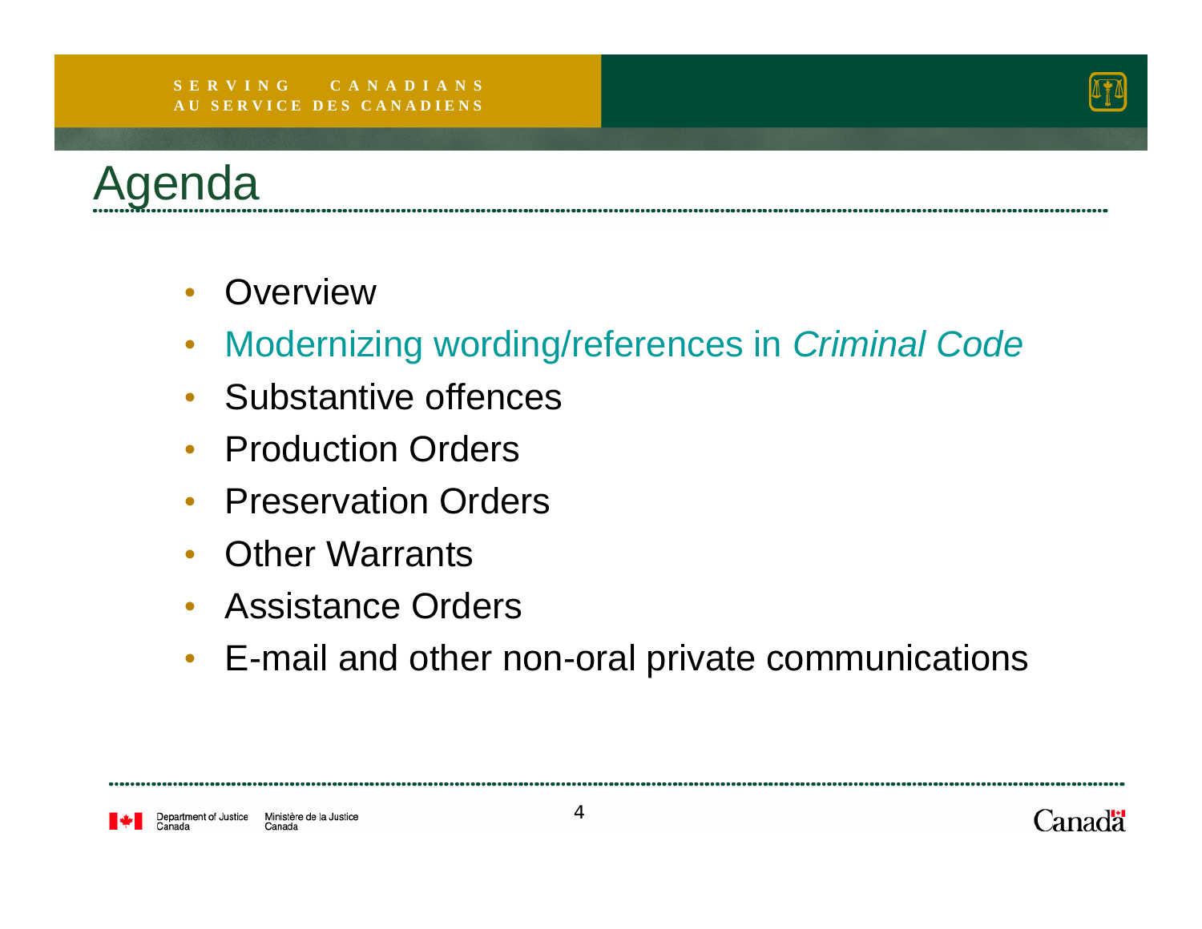# Agenda

- Overview
- Modernizing wording/references in *Criminal Code*
- Substantive offences
- Production Orders
- Preservation Orders
- Other Warrants
- Assistance Orders
- E-mail and other non-oral private communications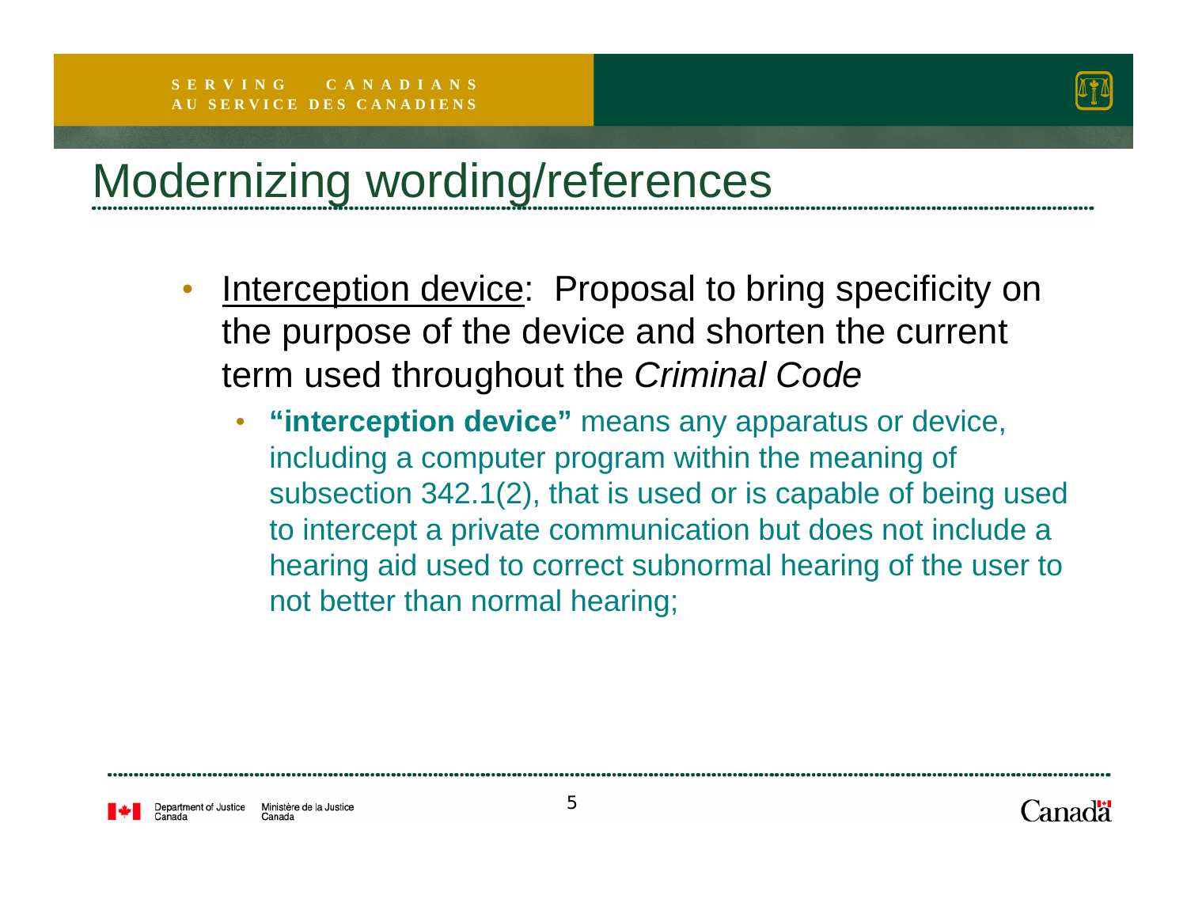# Modernizing wording/references

- Interception device: Proposal to bring specificity on the purpose of the device and shorten the current term used throughout the *Criminal Code*
  - **"interception device"** means any apparatus or device, including a computer program within the meaning of subsection 342.1(2), that is used or is capable of being used to intercept a private communication but does not include a hearing aid used to correct subnormal hearing of the user to not better than normal hearing;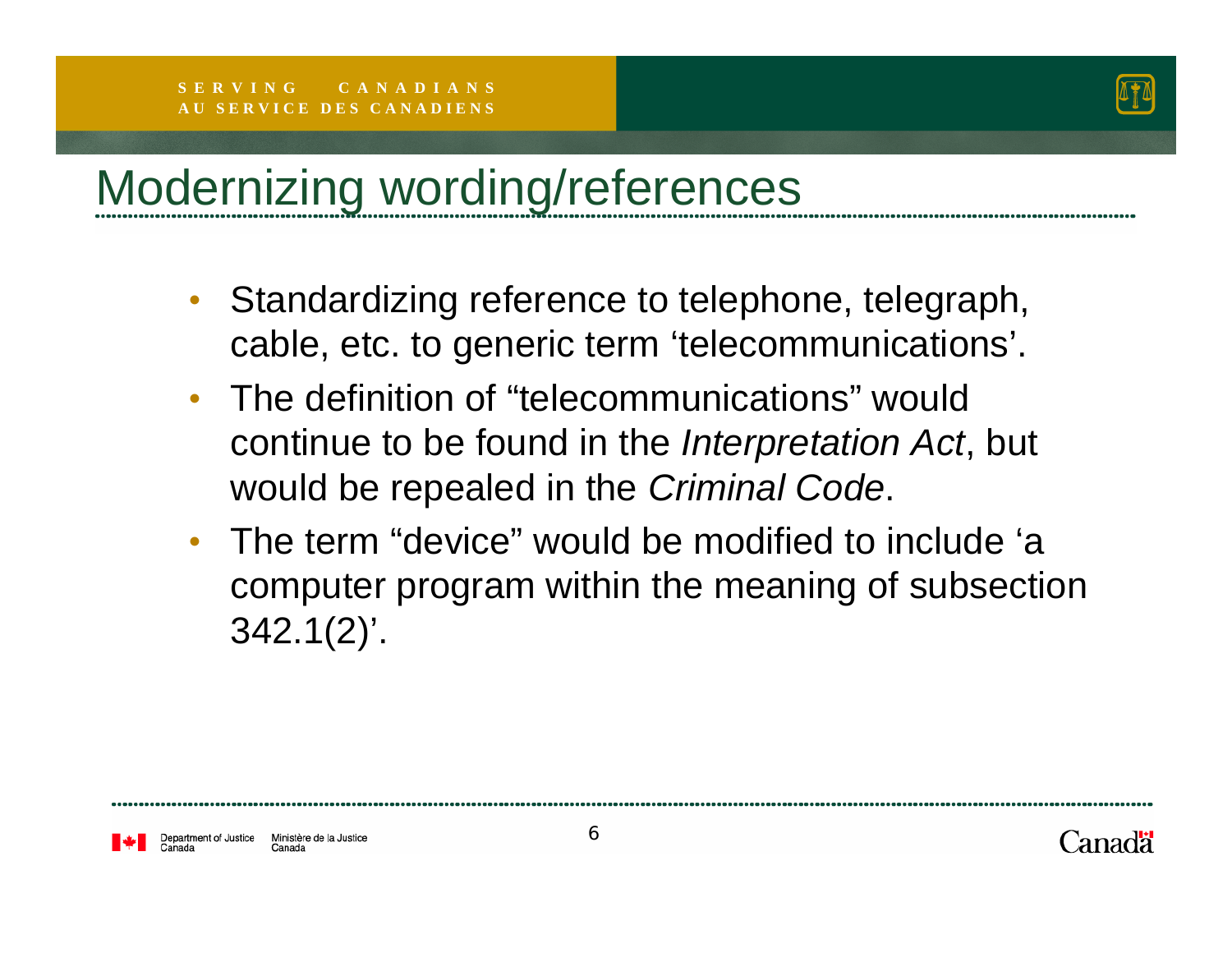# Modernizing wording/references

- Standardizing reference to telephone, telegraph, cable, etc. to generic term ‘telecommunications’.
- The definition of “telecommunications” would continue to be found in the *Interpretation Act*, but would be repealed in the *Criminal Code*.
- The term “device” would be modified to include ‘a computer program within the meaning of subsection 342.1(2)’.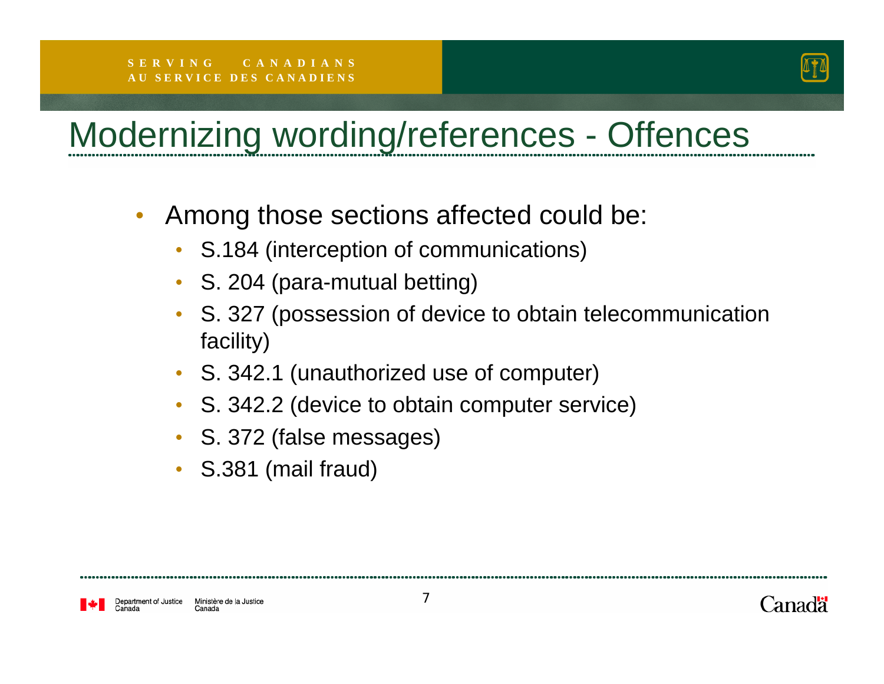# Modernizing wording/references - Offences

- Among those sections affected could be:
  - S.184 (interception of communications)
  - S. 204 (para-mutual betting)
  - S. 327 (possession of device to obtain telecommunication facility)
  - S. 342.1 (unauthorized use of computer)
  - S. 342.2 (device to obtain computer service)
  - S. 372 (false messages)
  - S.381 (mail fraud)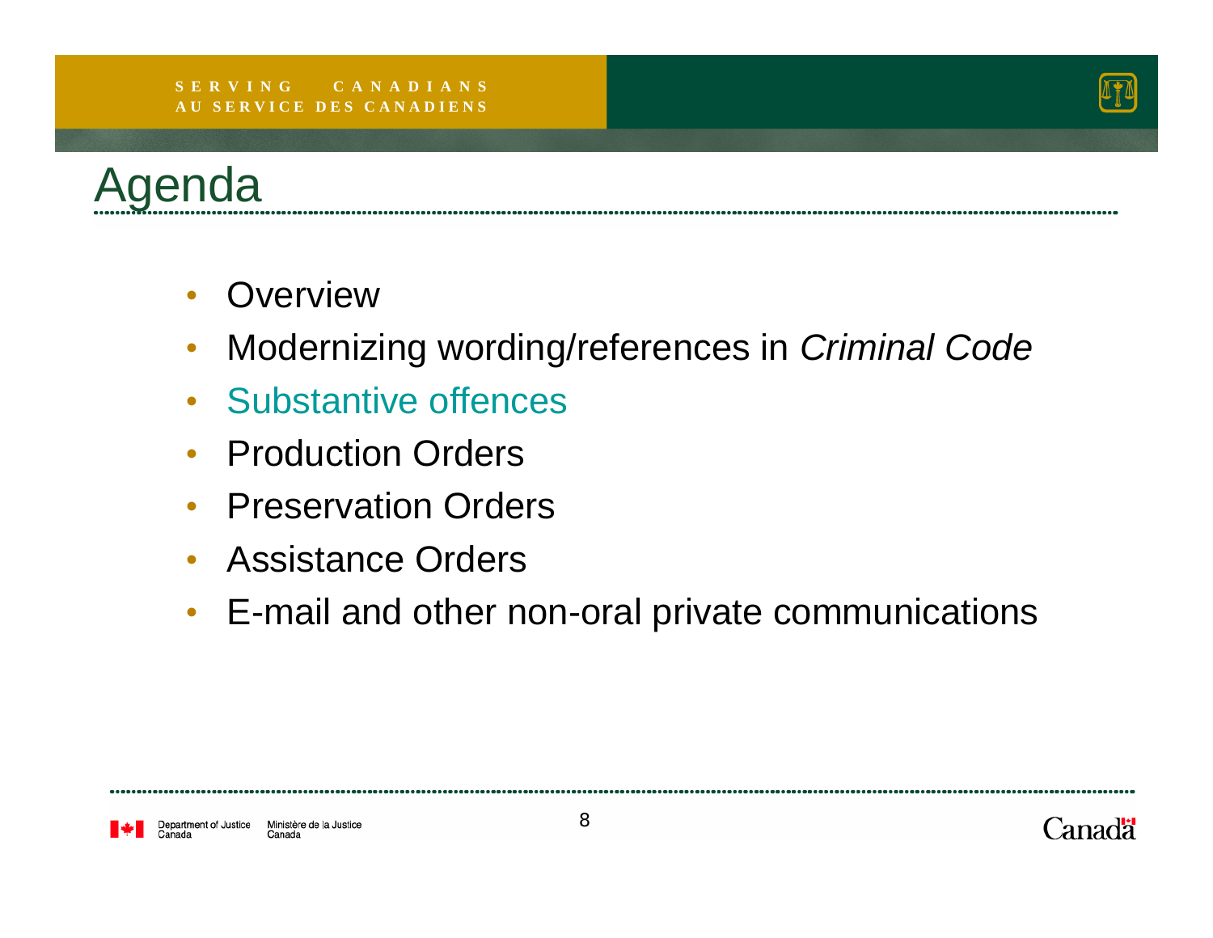# Agenda

- Overview
- Modernizing wording/references in *Criminal Code*
- Substantive offences
- Production Orders
- Preservation Orders
- Assistance Orders
- E-mail and other non-oral private communications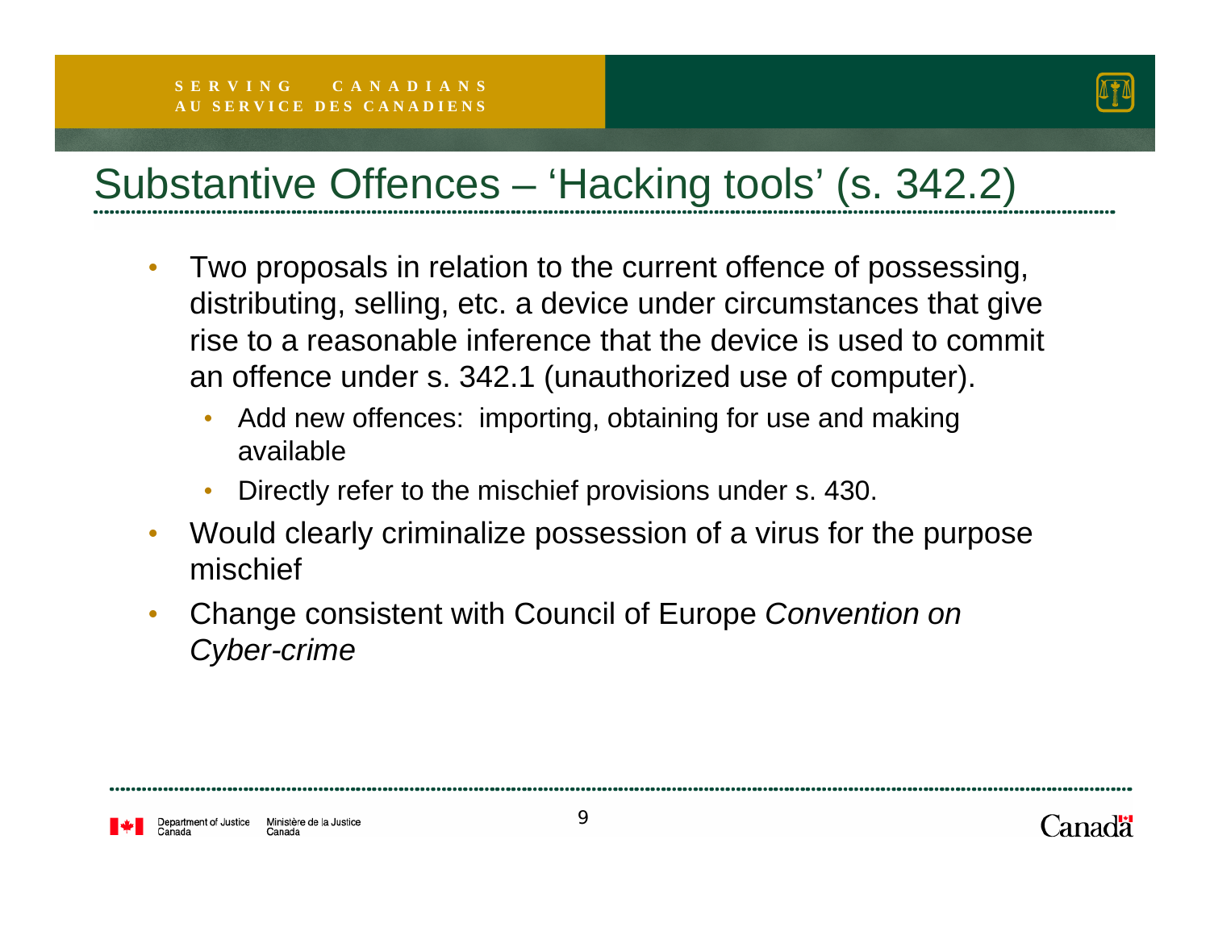# Substantive Offences – 'Hacking tools' (s. 342.2)

- Two proposals in relation to the current offence of possessing, distributing, selling, etc. a device under circumstances that give rise to a reasonable inference that the device is used to commit an offence under s. 342.1 (unauthorized use of computer).
  - Add new offences: importing, obtaining for use and making available
  - Directly refer to the mischief provisions under s. 430.
- Would clearly criminalize possession of a virus for the purpose mischief
- Change consistent with Council of Europe *Convention on Cyber-crime*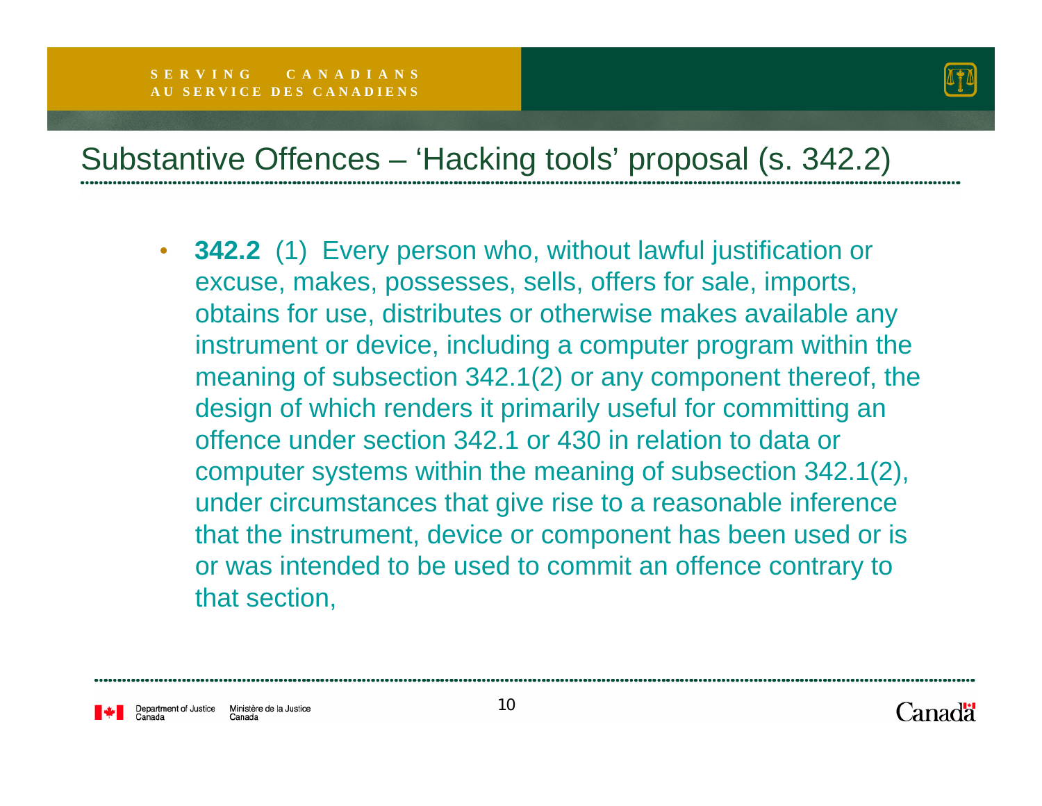## Substantive Offences – 'Hacking tools' proposal (s. 342.2)

- **342.2** (1) Every person who, without lawful justification or excuse, makes, possesses, sells, offers for sale, imports, obtains for use, distributes or otherwise makes available any instrument or device, including a computer program within the meaning of subsection 342.1(2) or any component thereof, the design of which renders it primarily useful for committing an offence under section 342.1 or 430 in relation to data or computer systems within the meaning of subsection 342.1(2), under circumstances that give rise to a reasonable inference that the instrument, device or component has been used or is or was intended to be used to commit an offence contrary to that section,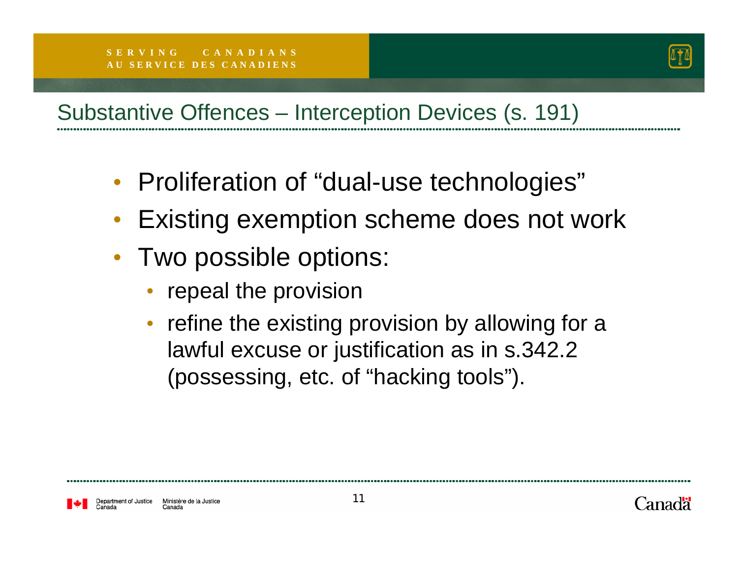## Substantive Offences – Interception Devices (s. 191)

- Proliferation of "dual-use technologies"
- Existing exemption scheme does not work
- Two possible options:
  - repeal the provision
  - refine the existing provision by allowing for a lawful excuse or justification as in s.342.2 (possessing, etc. of "hacking tools").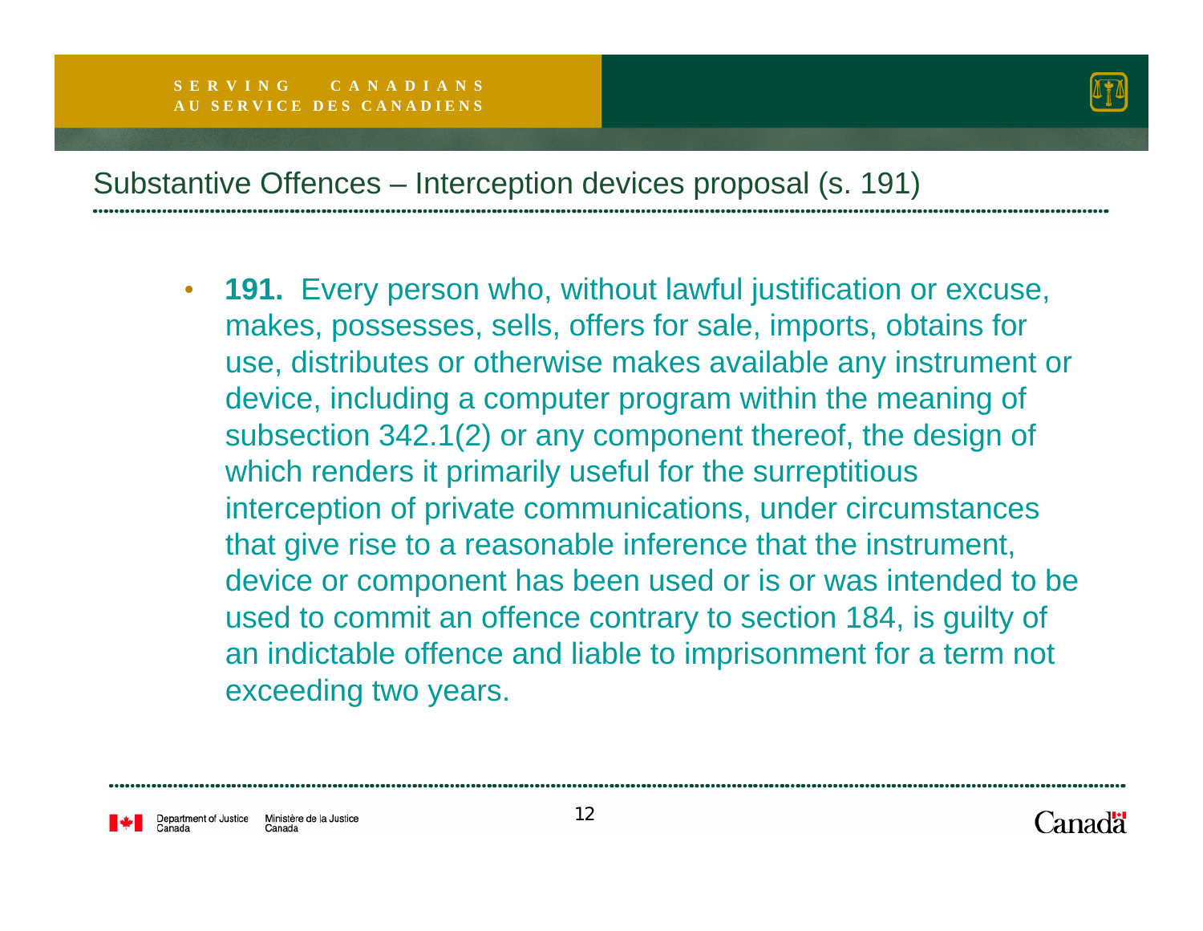## Substantive Offences – Interception devices proposal (s. 191)

- **191.** Every person who, without lawful justification or excuse, makes, possesses, sells, offers for sale, imports, obtains for use, distributes or otherwise makes available any instrument or device, including a computer program within the meaning of subsection 342.1(2) or any component thereof, the design of which renders it primarily useful for the surreptitious interception of private communications, under circumstances that give rise to a reasonable inference that the instrument, device or component has been used or is or was intended to be used to commit an offence contrary to section 184, is guilty of an indictable offence and liable to imprisonment for a term not exceeding two years.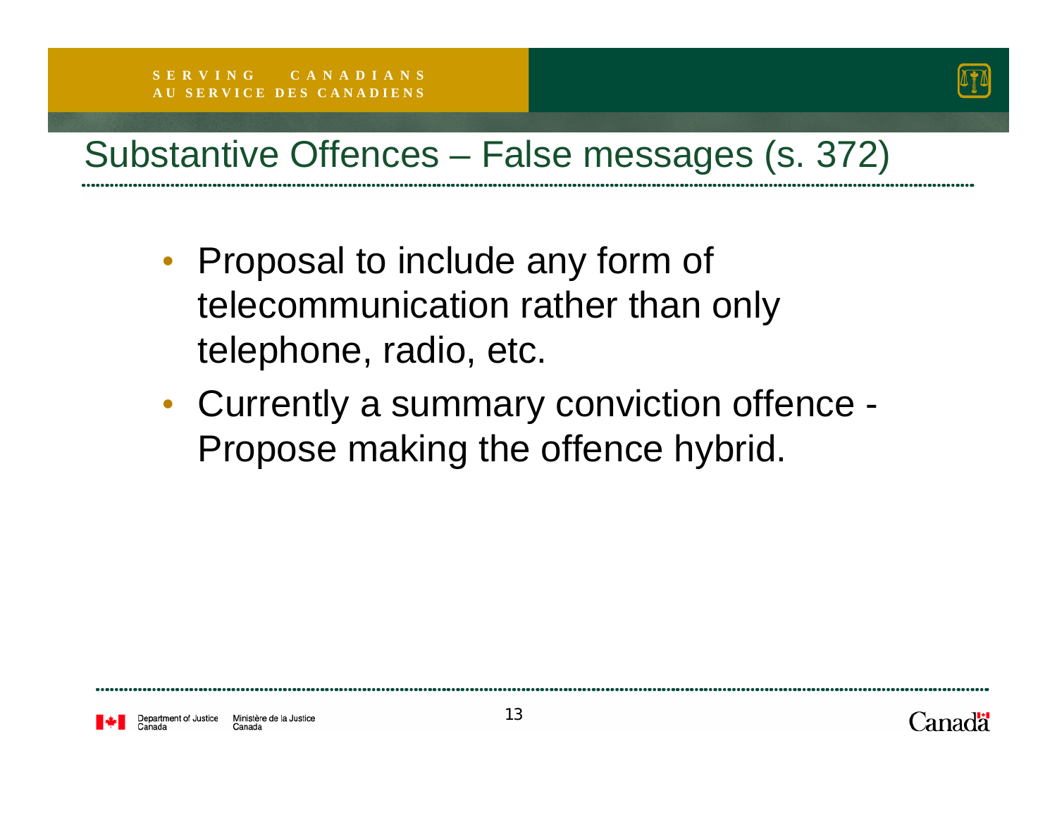# Substantive Offences – False messages (s. 372)

- Proposal to include any form of telecommunication rather than only telephone, radio, etc.
- Currently a summary conviction offence - Propose making the offence hybrid.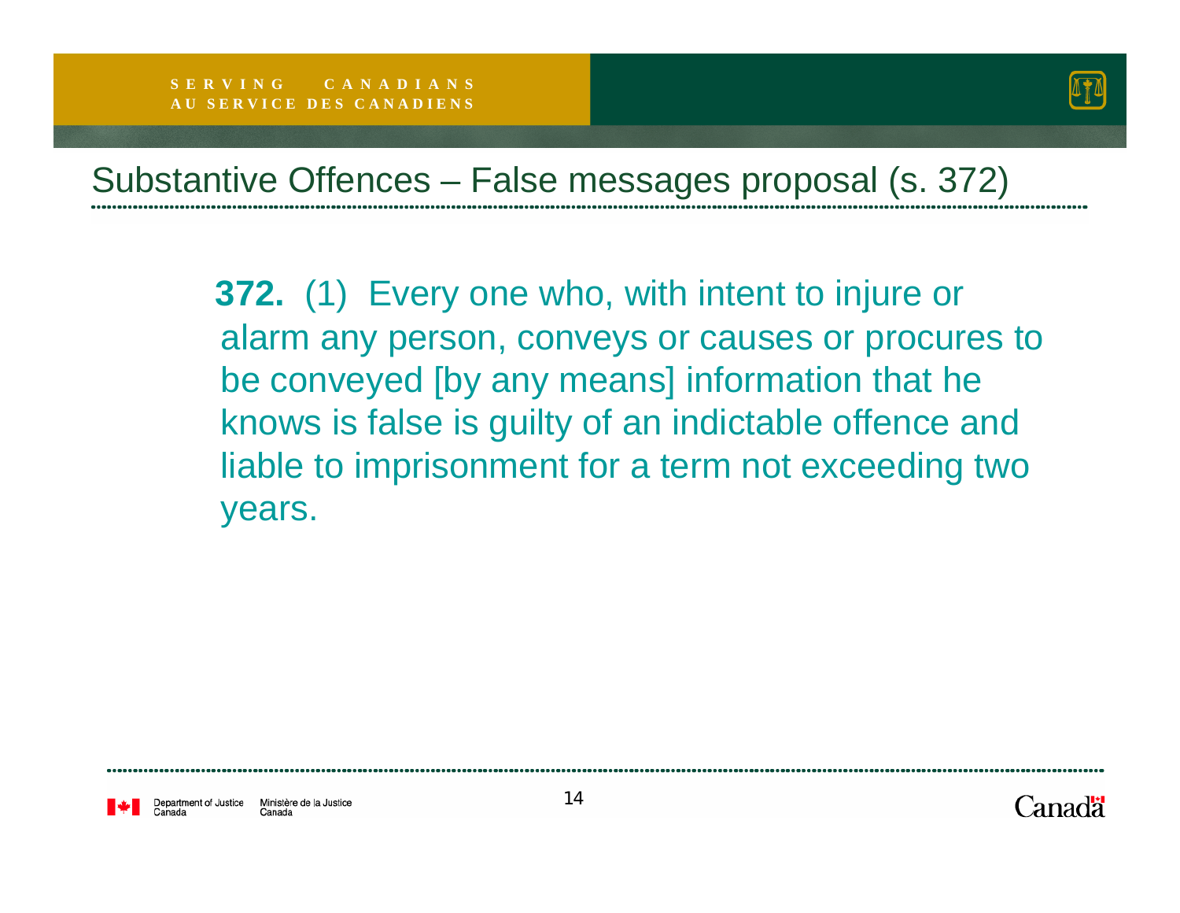# Substantive Offences – False messages proposal (s. 372)

**372.** (1) Every one who, with intent to injure or alarm any person, conveys or causes or procures to be conveyed [by any means] information that he knows is false is guilty of an indictable offence and liable to imprisonment for a term not exceeding two years.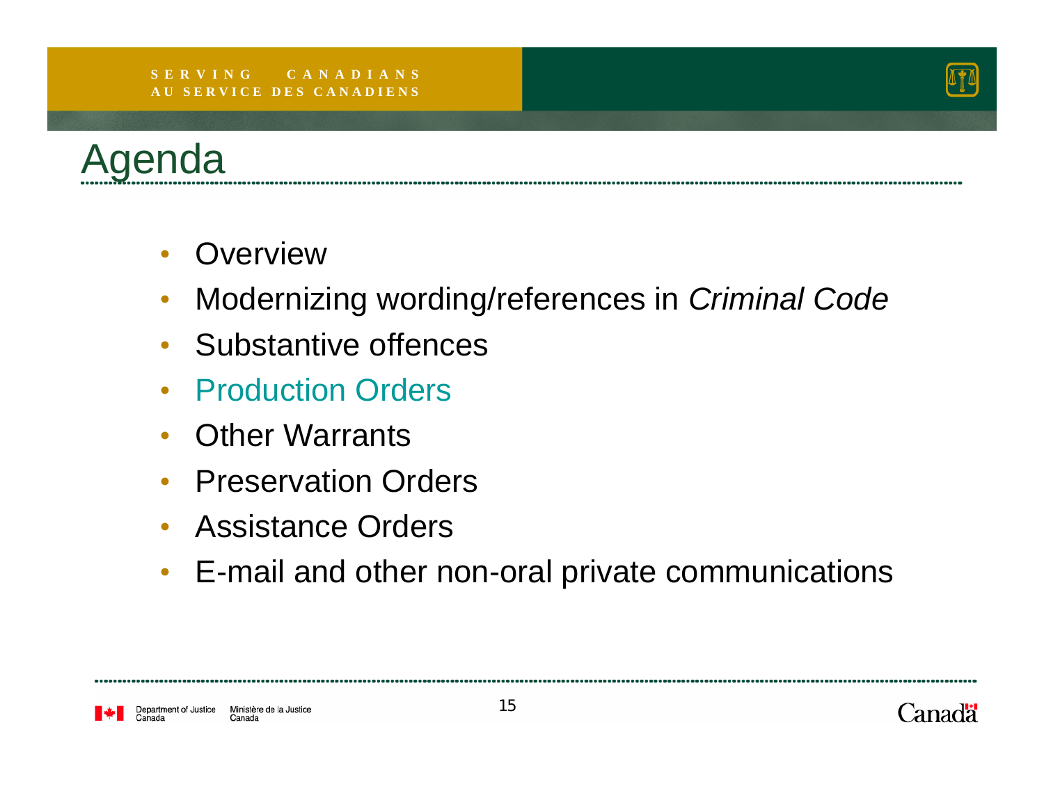# Agenda

- Overview
- Modernizing wording/references in *Criminal Code*
- Substantive offences
- Production Orders
- Other Warrants
- Preservation Orders
- Assistance Orders
- E-mail and other non-oral private communications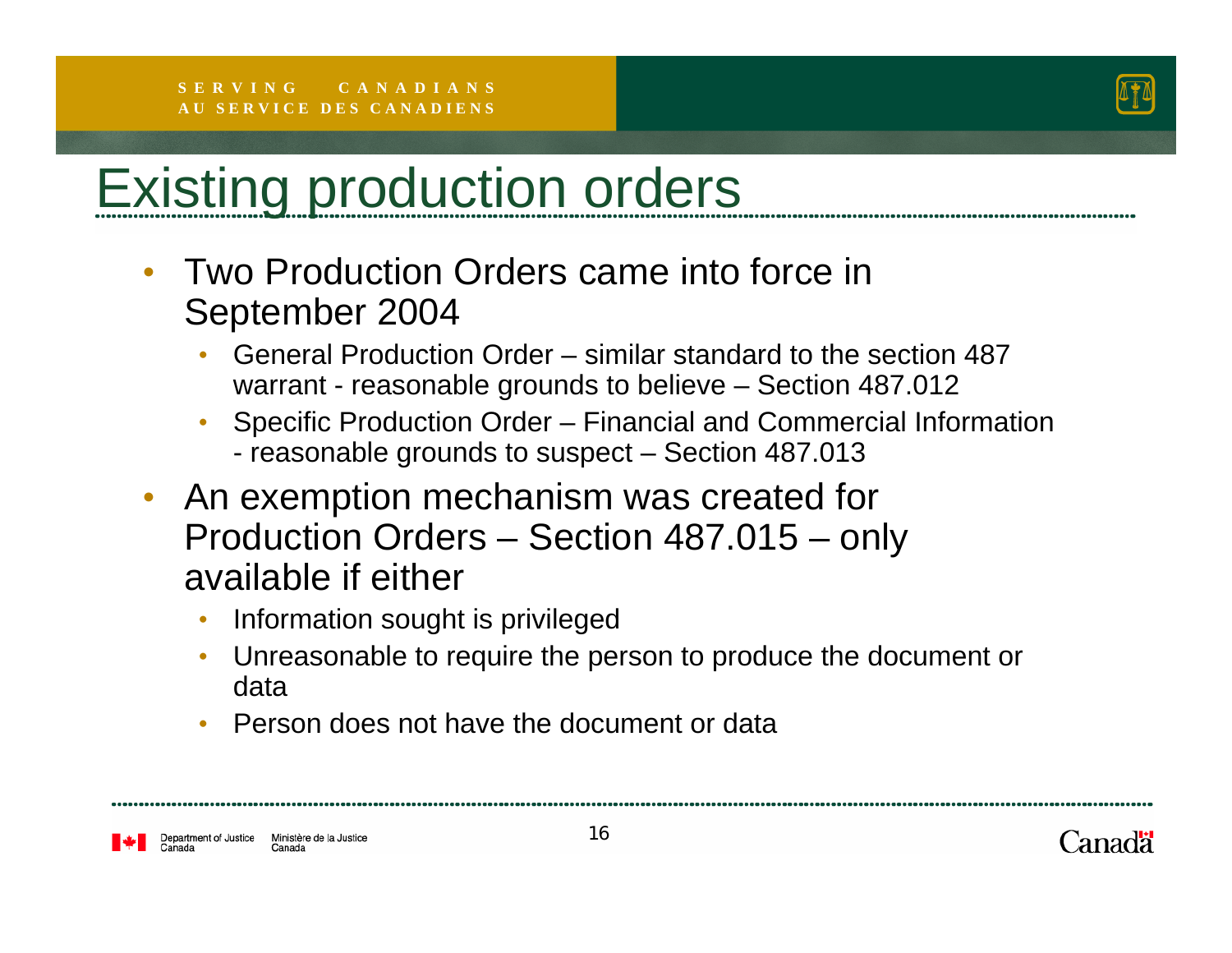# Existing production orders

- Two Production Orders came into force in September 2004
  - General Production Order – similar standard to the section 487 warrant - reasonable grounds to believe – Section 487.012
  - Specific Production Order – Financial and Commercial Information - reasonable grounds to suspect – Section 487.013
- An exemption mechanism was created for Production Orders – Section 487.015 – only available if either
  - Information sought is privileged
  - Unreasonable to require the person to produce the document or data
  - Person does not have the document or data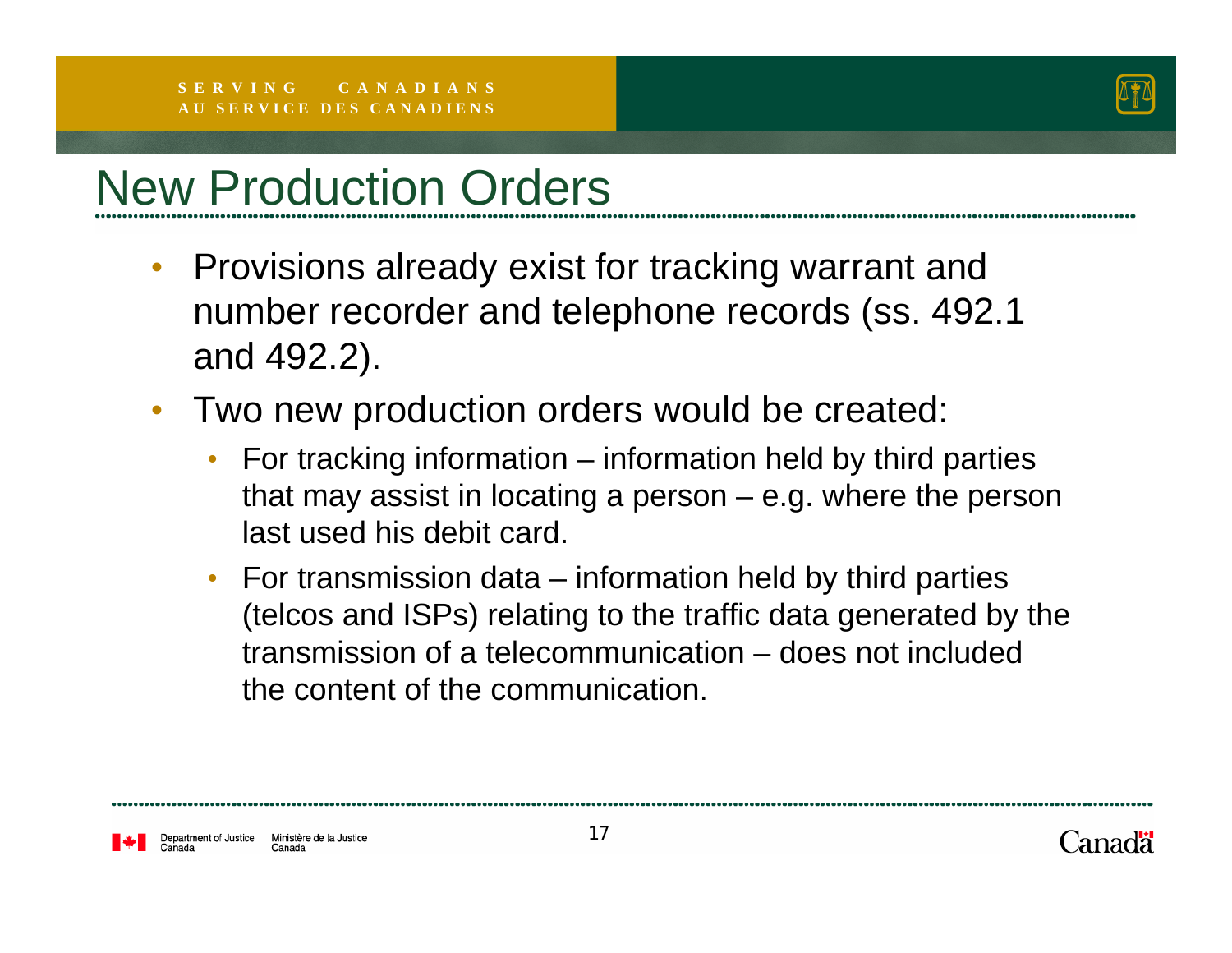# New Production Orders

- Provisions already exist for tracking warrant and number recorder and telephone records (ss. 492.1 and 492.2).
- Two new production orders would be created:
  - For tracking information – information held by third parties that may assist in locating a person – e.g. where the person last used his debit card.
  - For transmission data – information held by third parties (telcos and ISPs) relating to the traffic data generated by the transmission of a telecommunication – does not included the content of the communication.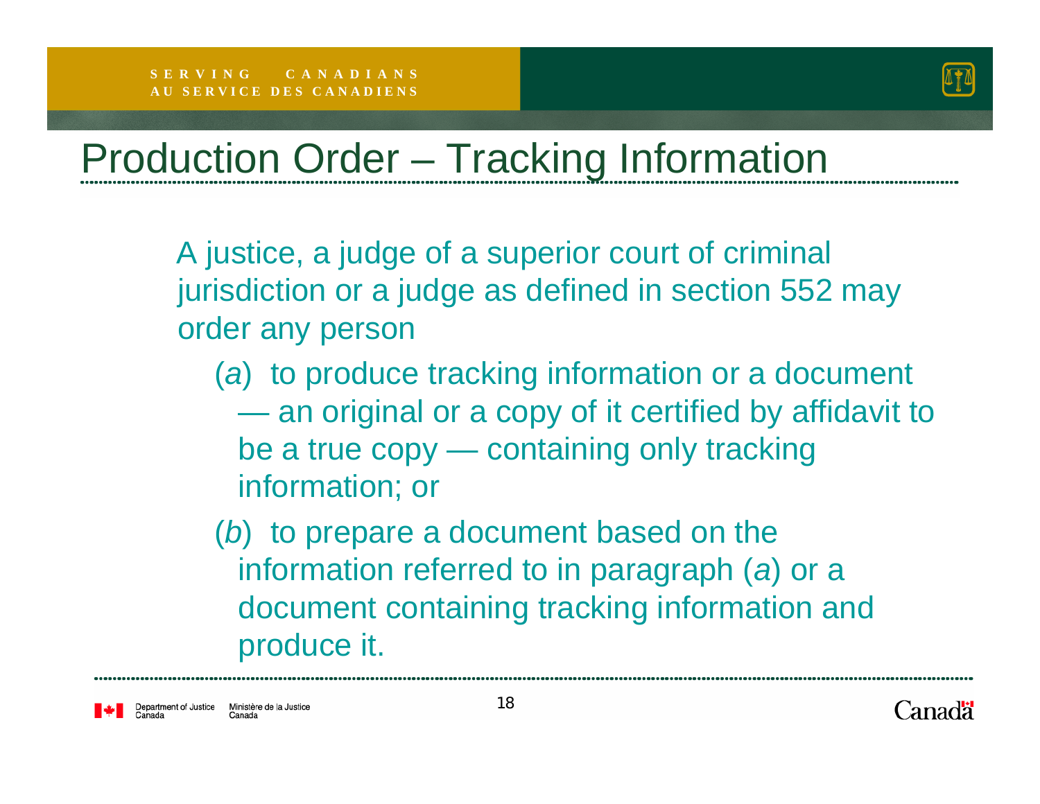# Production Order – Tracking Information

A justice, a judge of a superior court of criminal jurisdiction or a judge as defined in section 552 may order any person

(*a*) to produce tracking information or a document — an original or a copy of it certified by affidavit to be a true copy — containing only tracking information; or

(*b*) to prepare a document based on the information referred to in paragraph (*a*) or a document containing tracking information and produce it.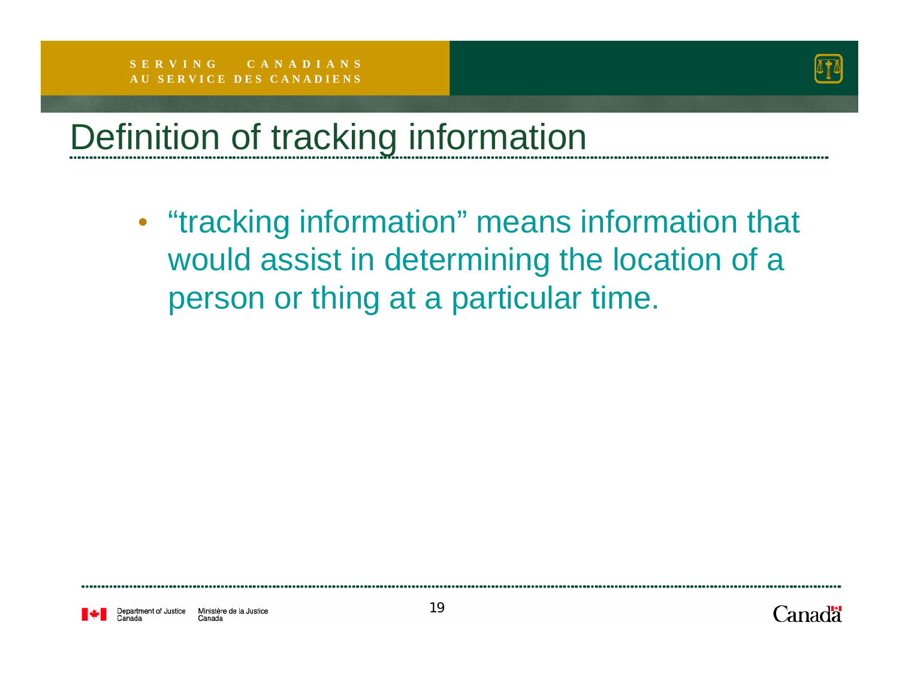# Definition of tracking information

- "tracking information" means information that would assist in determining the location of a person or thing at a particular time.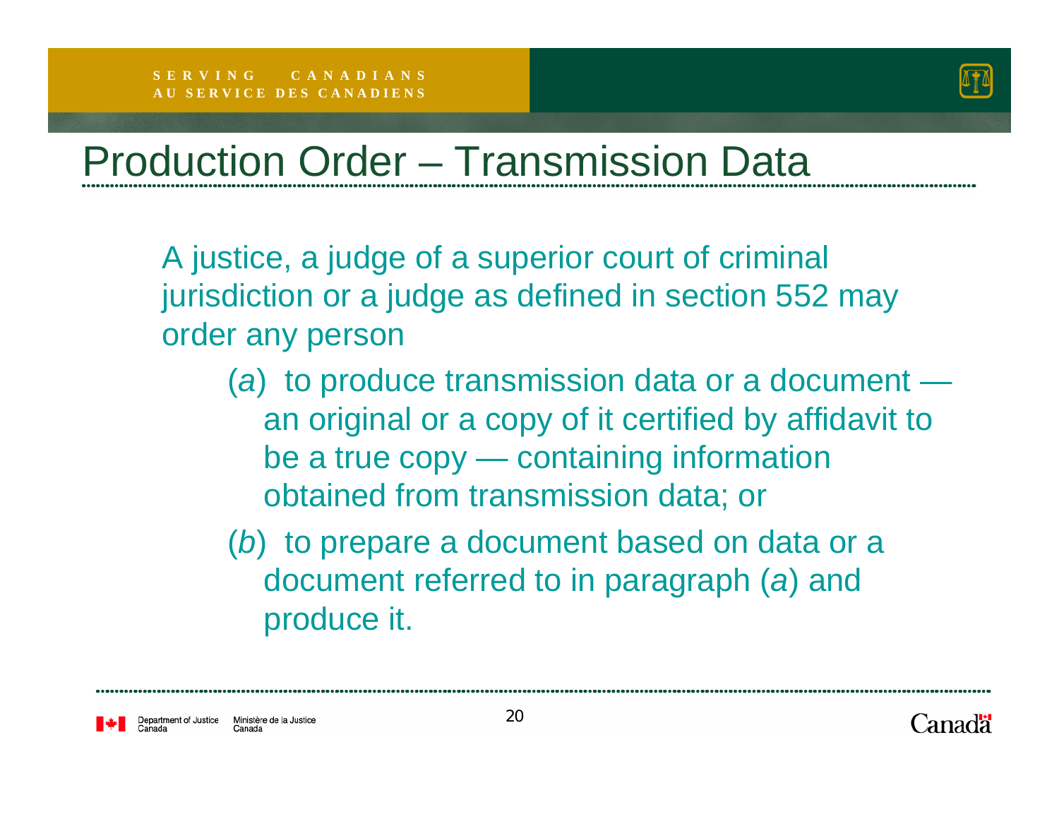# Production Order – Transmission Data

A justice, a judge of a superior court of criminal jurisdiction or a judge as defined in section 552 may order any person

- (*a*) to produce transmission data or a document — an original or a copy of it certified by affidavit to be a true copy — containing information obtained from transmission data; or
- (*b*) to prepare a document based on data or a document referred to in paragraph (*a*) and produce it.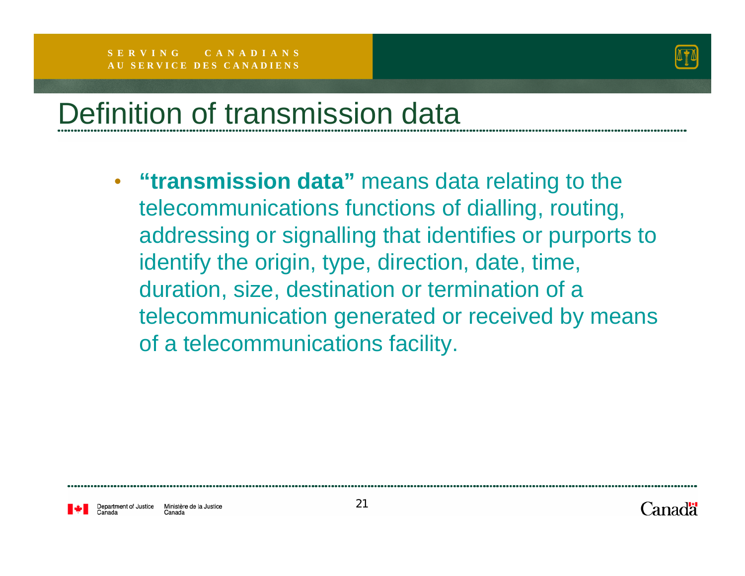# Definition of transmission data

- **"transmission data"** means data relating to the telecommunications functions of dialling, routing, addressing or signalling that identifies or purports to identify the origin, type, direction, date, time, duration, size, destination or termination of a telecommunication generated or received by means of a telecommunications facility.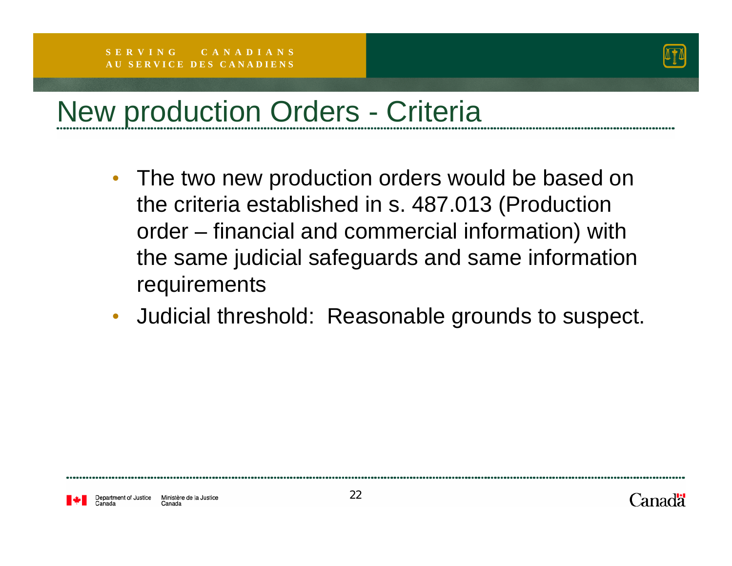# New production Orders - Criteria

- The two new production orders would be based on the criteria established in s. 487.013 (Production order – financial and commercial information) with the same judicial safeguards and same information requirements
- Judicial threshold: Reasonable grounds to suspect.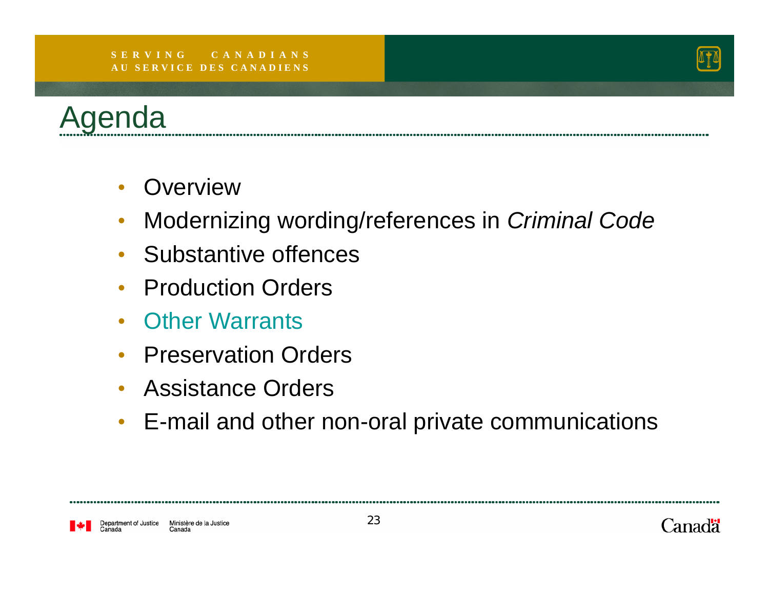# Agenda

- Overview
- Modernizing wording/references in *Criminal Code*
- Substantive offences
- Production Orders
- Other Warrants
- Preservation Orders
- Assistance Orders
- E-mail and other non-oral private communications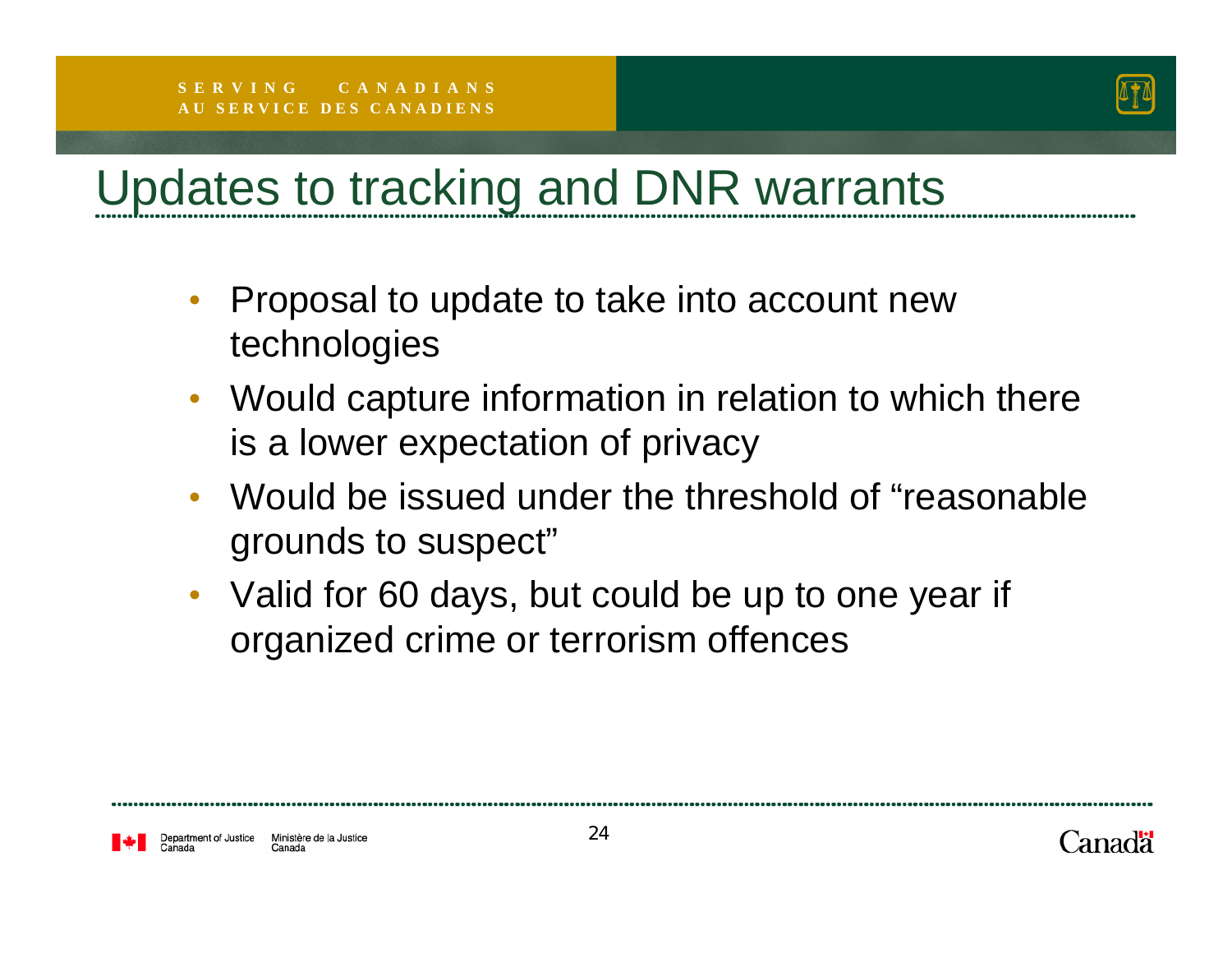# Updates to tracking and DNR warrants

- Proposal to update to take into account new technologies
- Would capture information in relation to which there is a lower expectation of privacy
- Would be issued under the threshold of "reasonable grounds to suspect"
- Valid for 60 days, but could be up to one year if organized crime or terrorism offences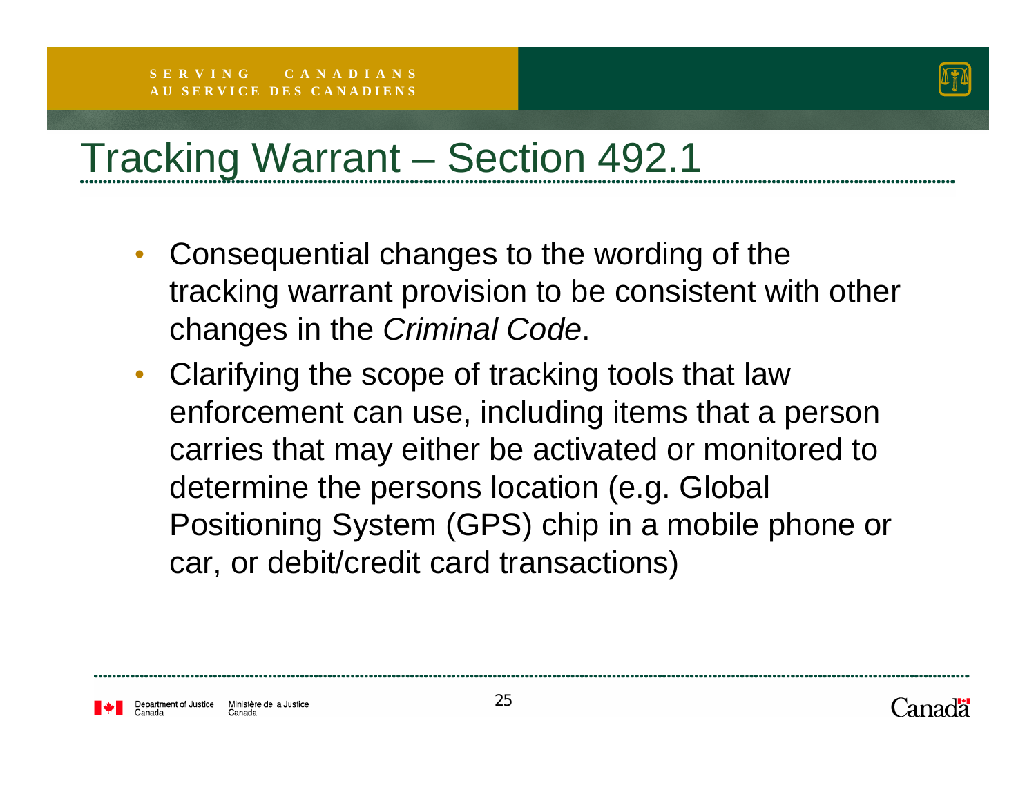# Tracking Warrant – Section 492.1

- Consequential changes to the wording of the tracking warrant provision to be consistent with other changes in the *Criminal Code*.
- Clarifying the scope of tracking tools that law enforcement can use, including items that a person carries that may either be activated or monitored to determine the persons location (e.g. Global Positioning System (GPS) chip in a mobile phone or car, or debit/credit card transactions)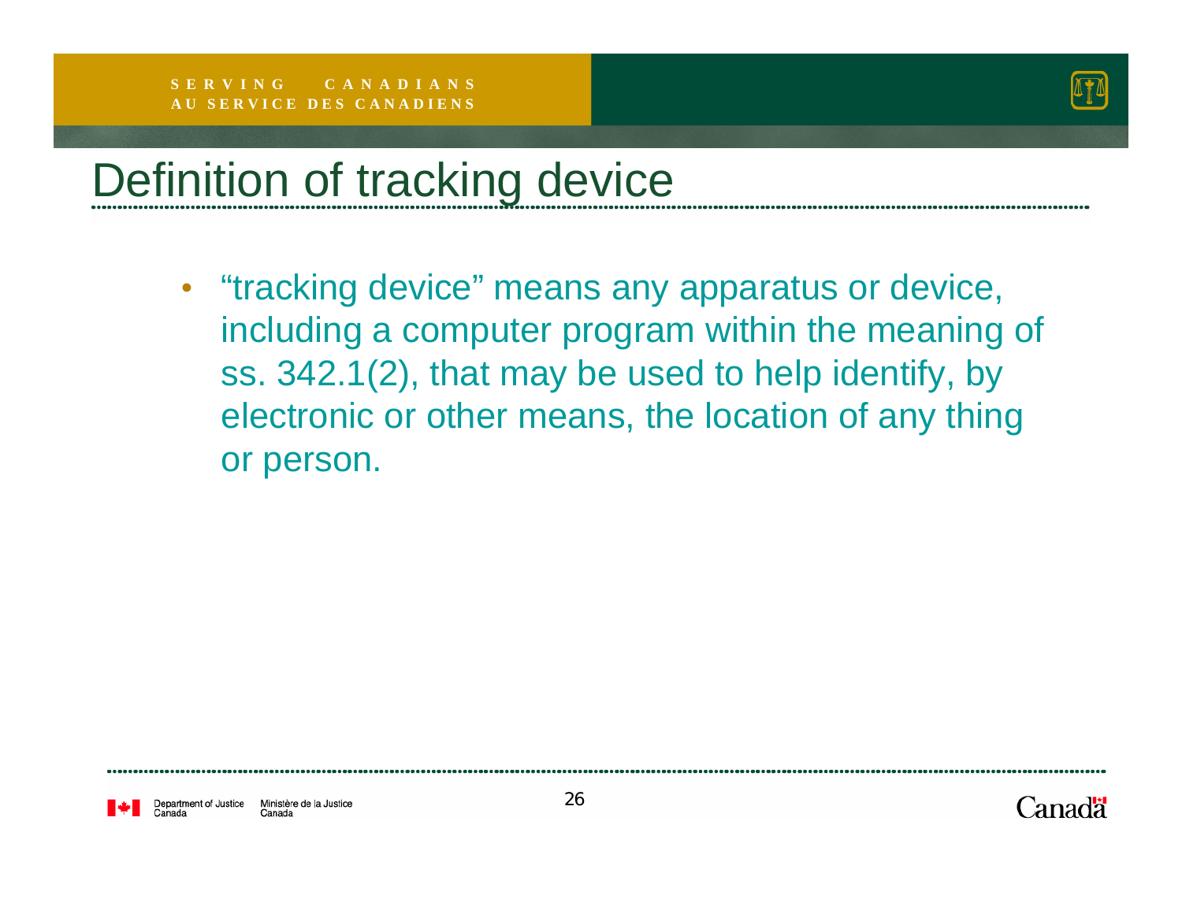# Definition of tracking device

- "tracking device" means any apparatus or device, including a computer program within the meaning of ss. 342.1(2), that may be used to help identify, by electronic or other means, the location of any thing or person.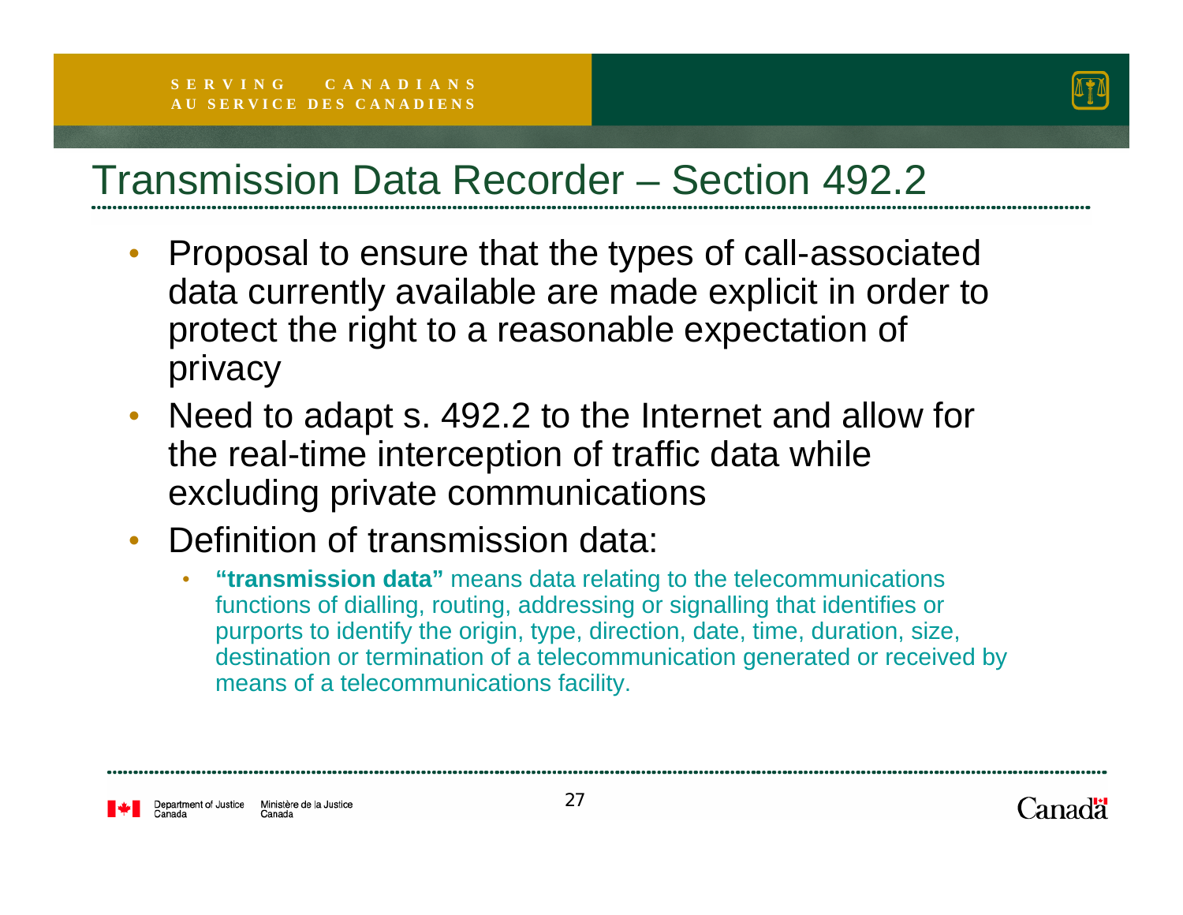# Transmission Data Recorder – Section 492.2

- Proposal to ensure that the types of call-associated data currently available are made explicit in order to protect the right to a reasonable expectation of privacy
- Need to adapt s. 492.2 to the Internet and allow for the real-time interception of traffic data while excluding private communications
- Definition of transmission data:
  - **"transmission data"** means data relating to the telecommunications functions of dialling, routing, addressing or signalling that identifies or purports to identify the origin, type, direction, date, time, duration, size, destination or termination of a telecommunication generated or received by means of a telecommunications facility.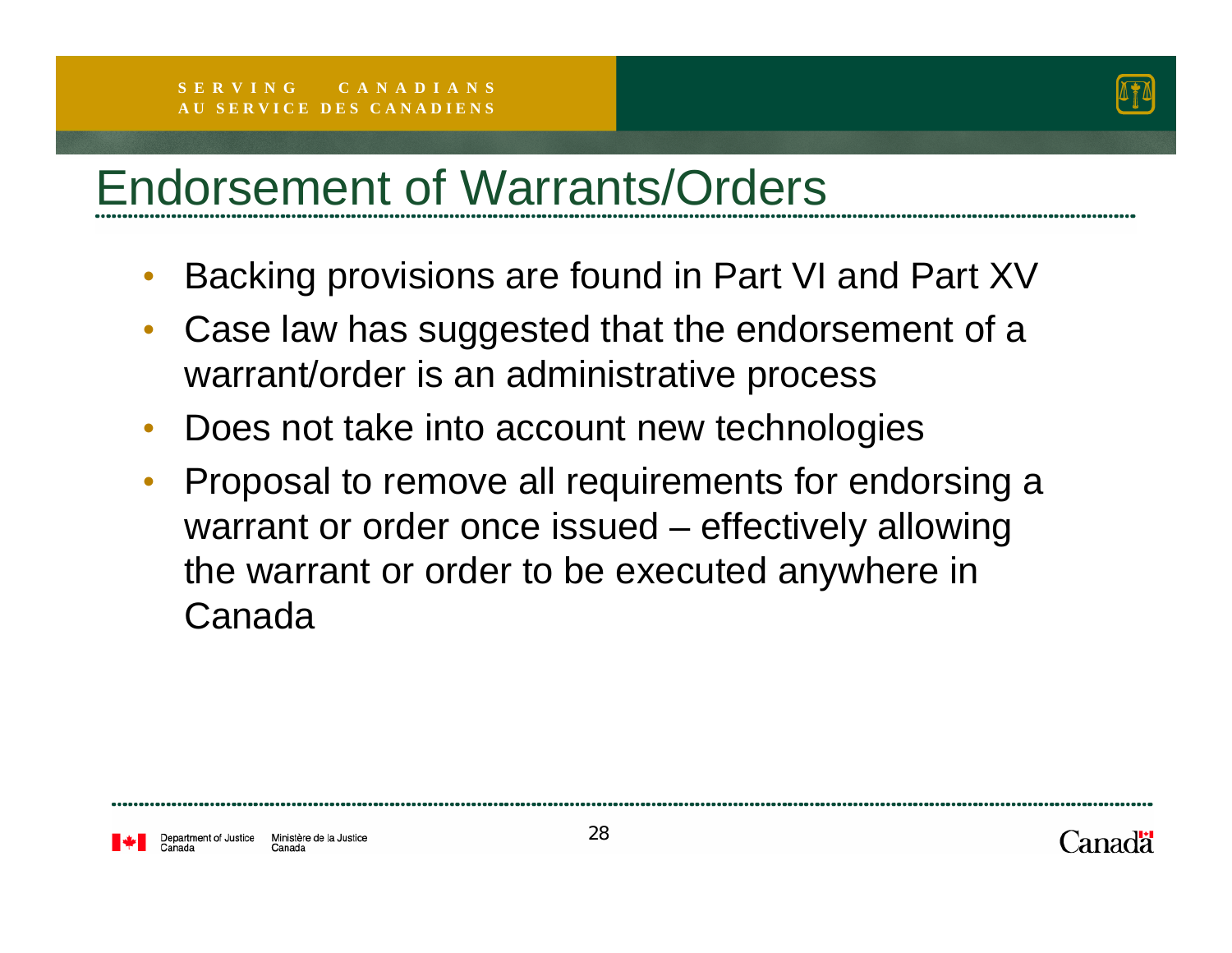# Endorsement of Warrants/Orders

- Backing provisions are found in Part VI and Part XV
- Case law has suggested that the endorsement of a warrant/order is an administrative process
- Does not take into account new technologies
- Proposal to remove all requirements for endorsing a warrant or order once issued – effectively allowing the warrant or order to be executed anywhere in Canada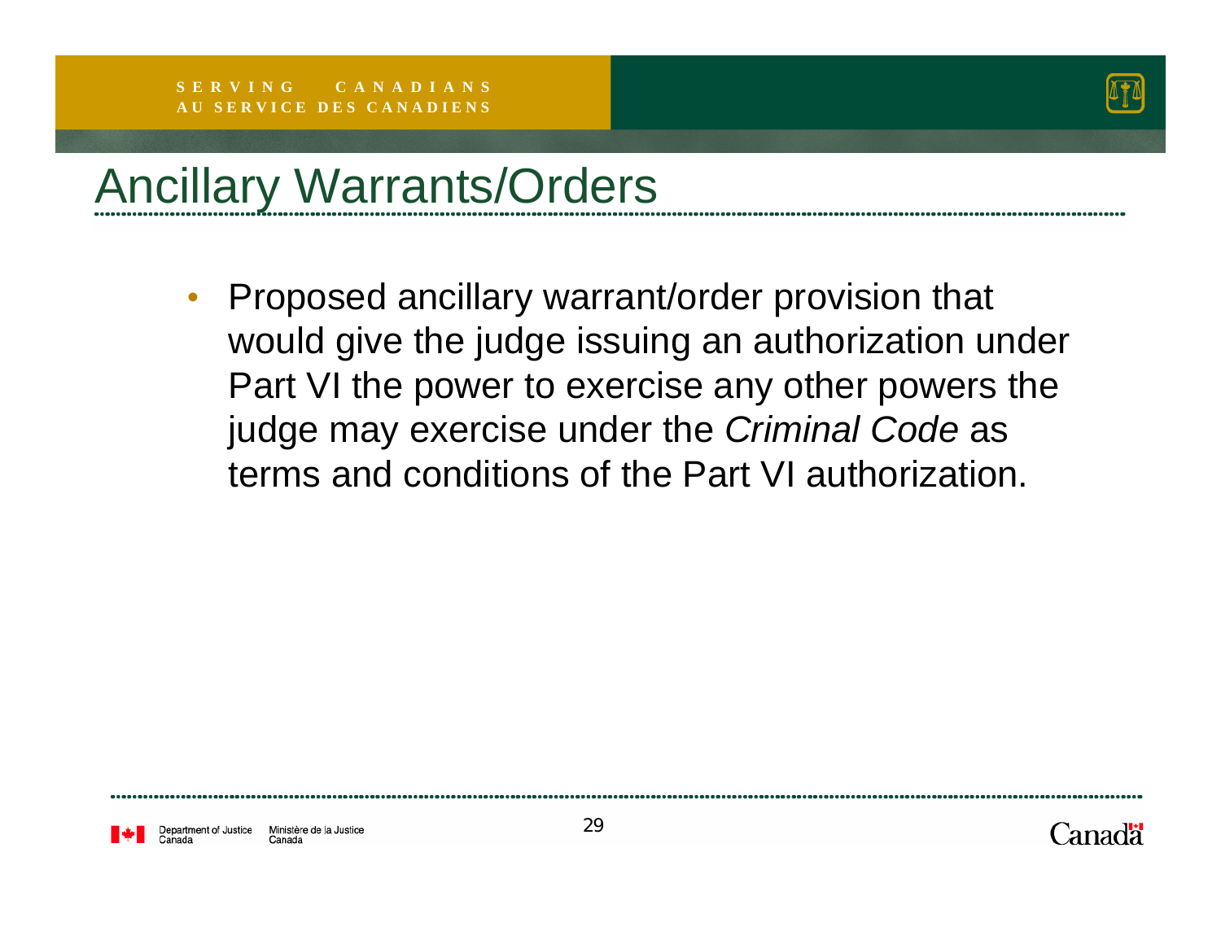# Ancillary Warrants/Orders

- Proposed ancillary warrant/order provision that would give the judge issuing an authorization under Part VI the power to exercise any other powers the judge may exercise under the *Criminal Code* as terms and conditions of the Part VI authorization.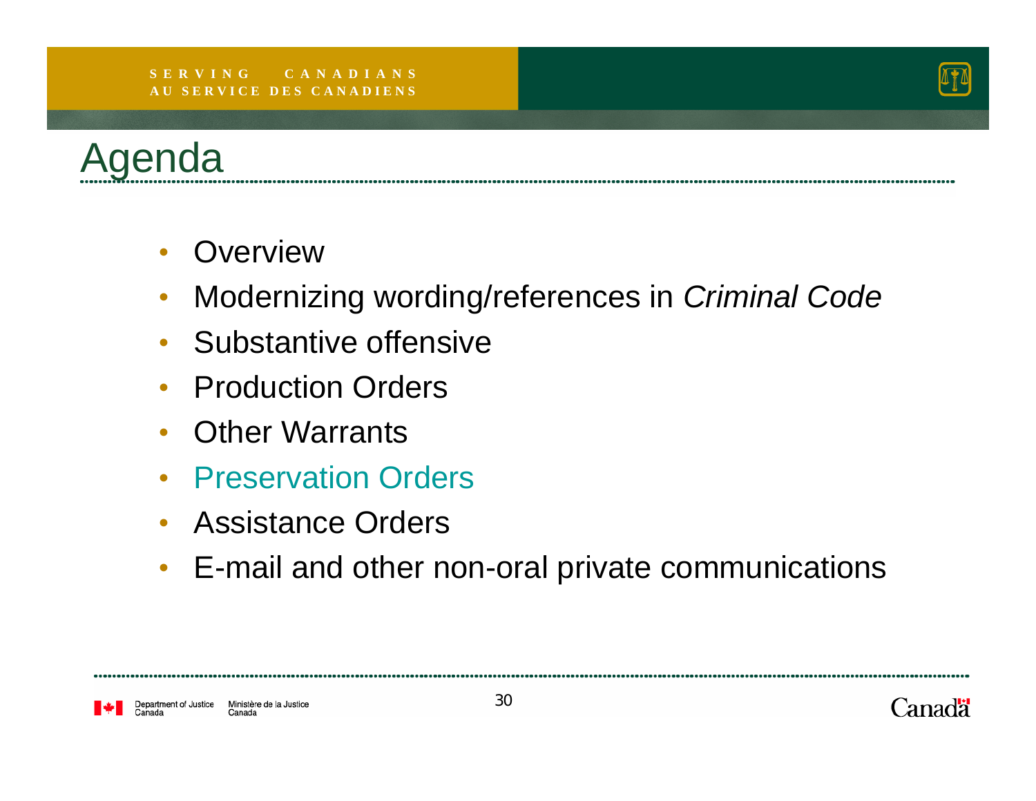# Agenda

- Overview
- Modernizing wording/references in *Criminal Code*
- Substantive offensive
- Production Orders
- Other Warrants
- Preservation Orders
- Assistance Orders
- E-mail and other non-oral private communications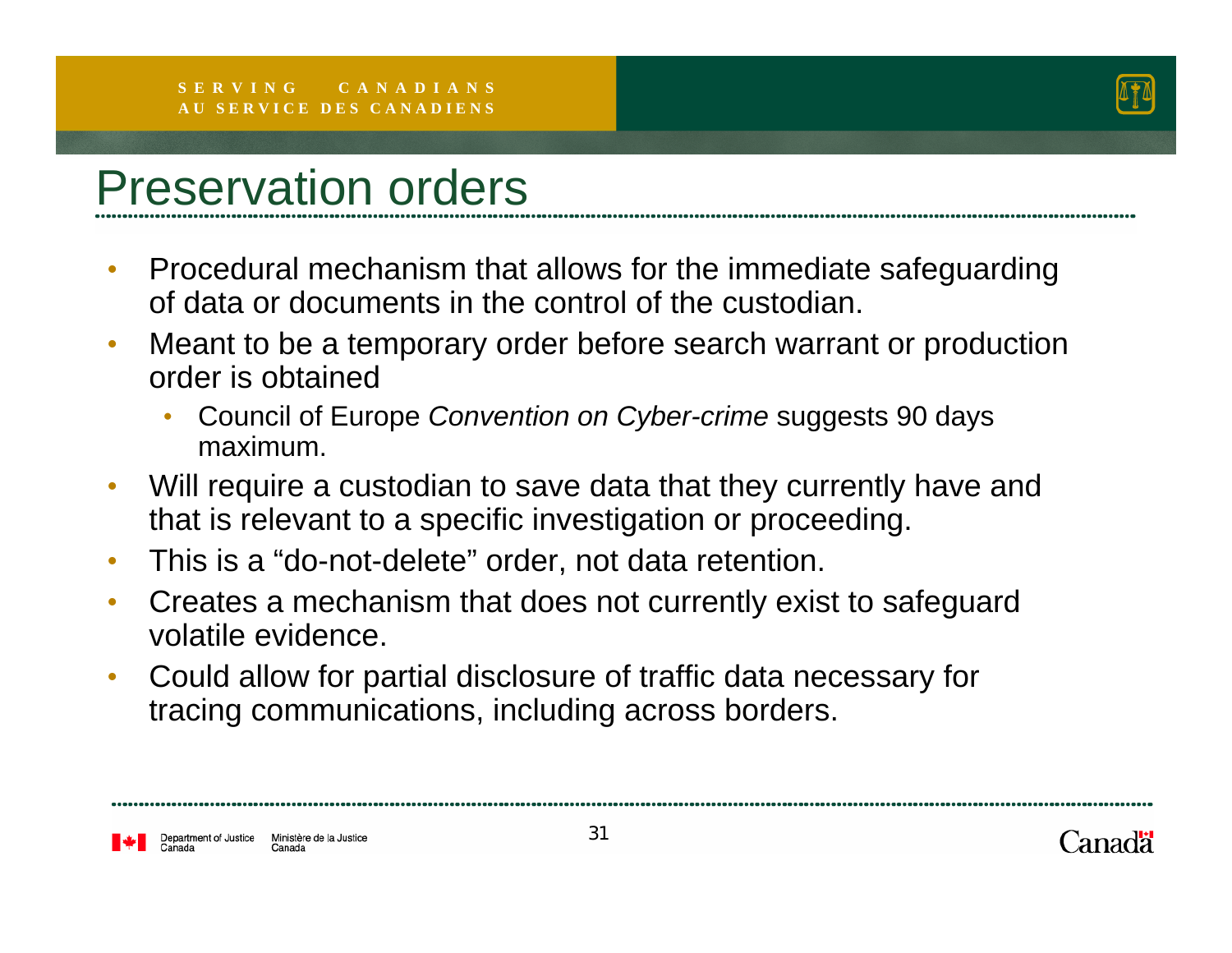# Preservation orders

- Procedural mechanism that allows for the immediate safeguarding of data or documents in the control of the custodian.
- Meant to be a temporary order before search warrant or production order is obtained
  - Council of Europe *Convention on Cyber-crime* suggests 90 days maximum.
- Will require a custodian to save data that they currently have and that is relevant to a specific investigation or proceeding.
- This is a “do-not-delete” order, not data retention.
- Creates a mechanism that does not currently exist to safeguard volatile evidence.
- Could allow for partial disclosure of traffic data necessary for tracing communications, including across borders.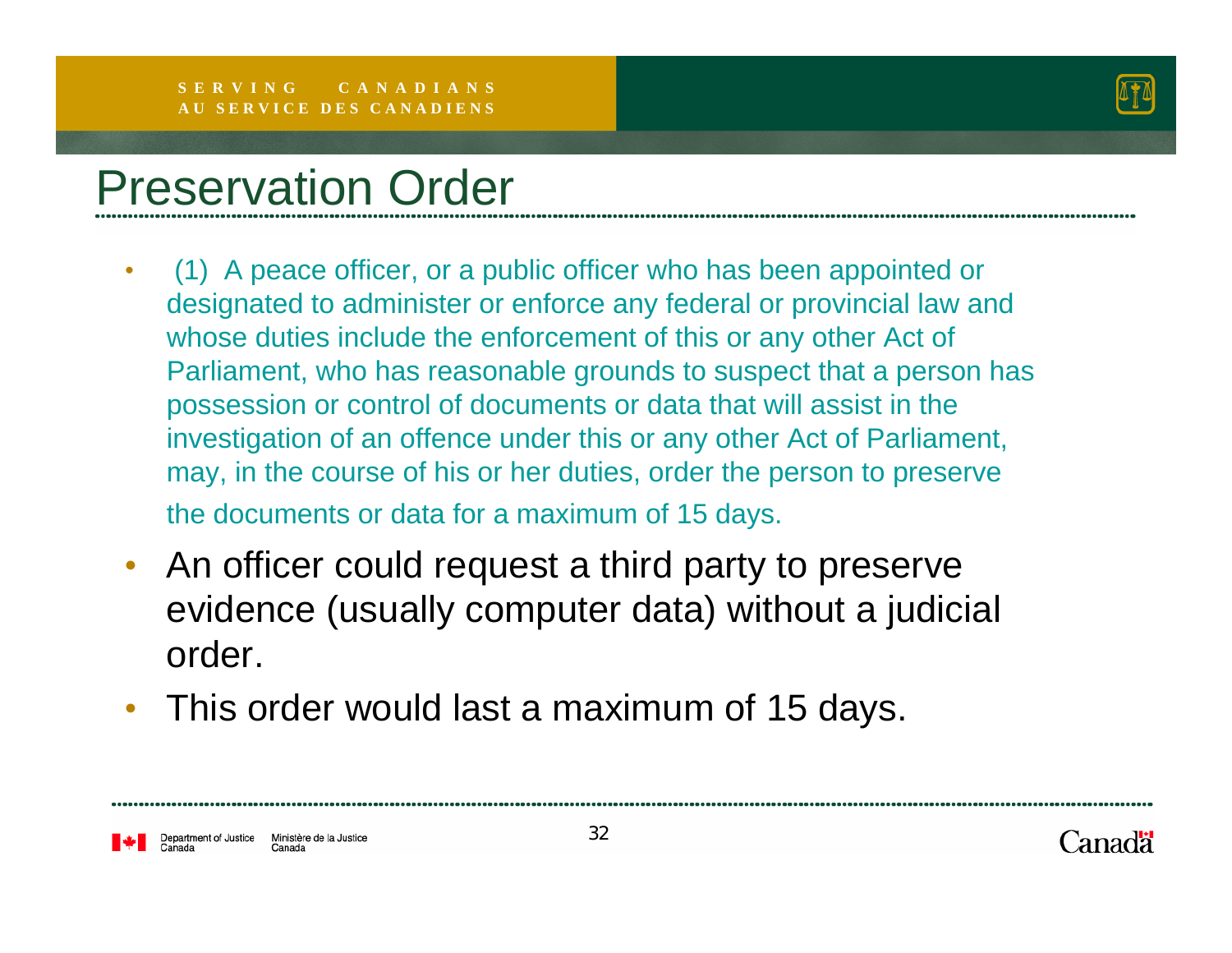# Preservation Order

- (1) A peace officer, or a public officer who has been appointed or designated to administer or enforce any federal or provincial law and whose duties include the enforcement of this or any other Act of Parliament, who has reasonable grounds to suspect that a person has possession or control of documents or data that will assist in the investigation of an offence under this or any other Act of Parliament, may, in the course of his or her duties, order the person to preserve the documents or data for a maximum of 15 days.
- An officer could request a third party to preserve evidence (usually computer data) without a judicial order.
- This order would last a maximum of 15 days.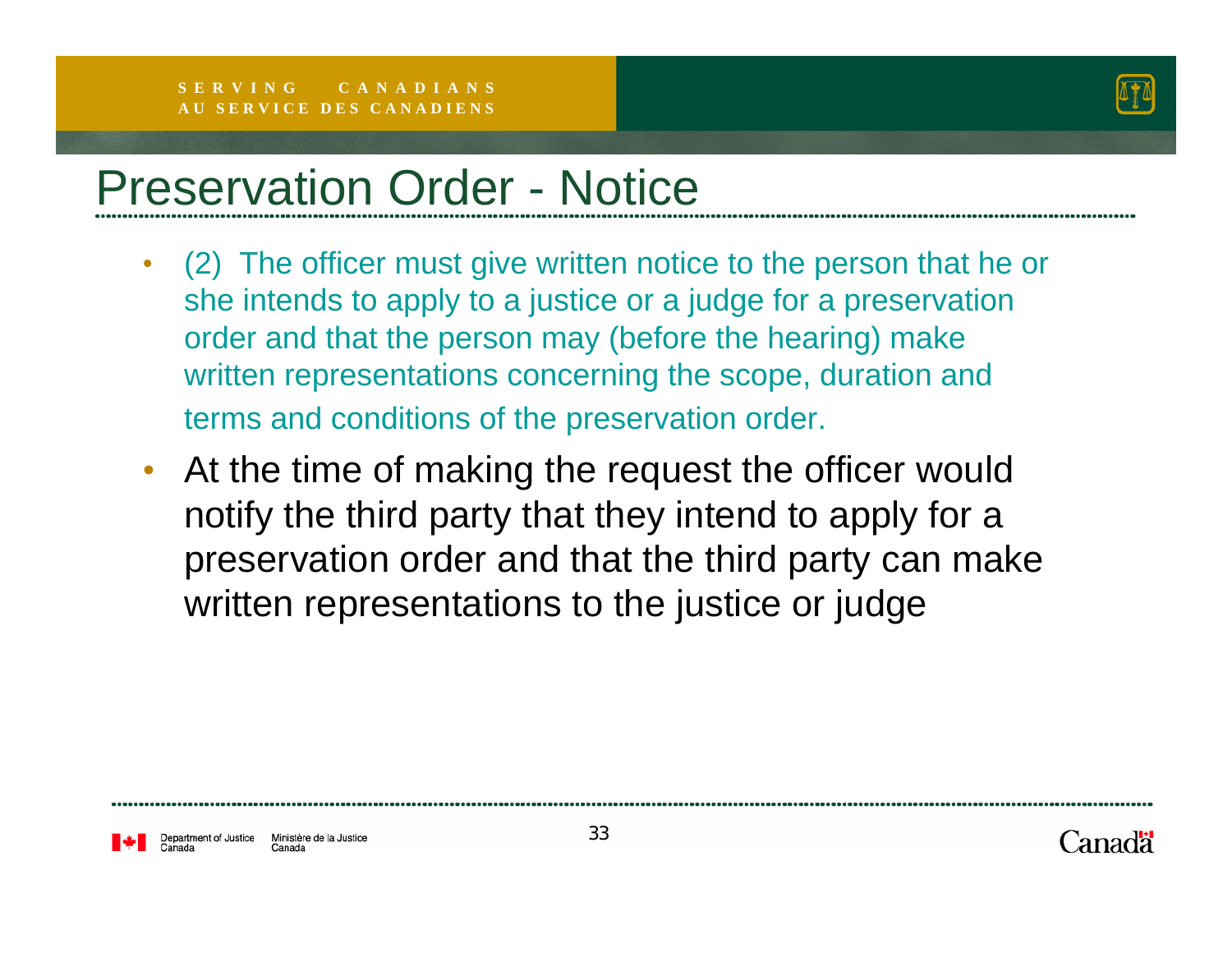# Preservation Order - Notice

- (2) The officer must give written notice to the person that he or she intends to apply to a justice or a judge for a preservation order and that the person may (before the hearing) make written representations concerning the scope, duration and terms and conditions of the preservation order.
- At the time of making the request the officer would notify the third party that they intend to apply for a preservation order and that the third party can make written representations to the justice or judge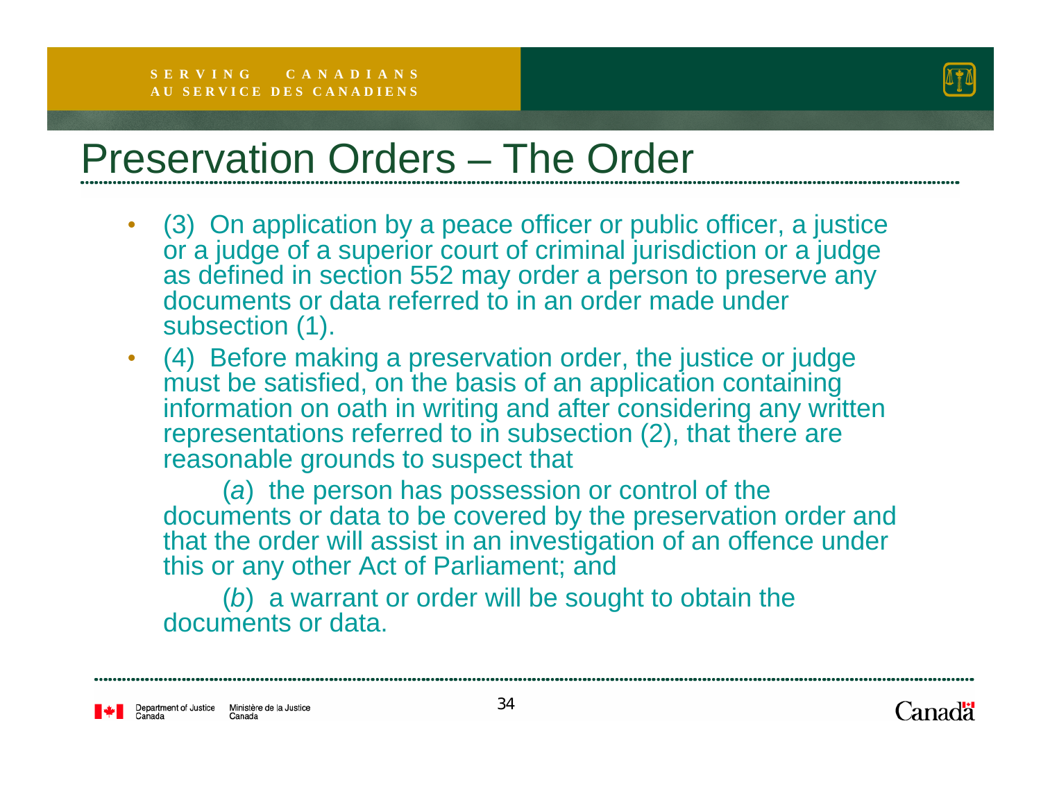# Preservation Orders – The Order

- (3) On application by a peace officer or public officer, a justice or a judge of a superior court of criminal jurisdiction or a judge as defined in section 552 may order a person to preserve any documents or data referred to in an order made under subsection (1).
- (4) Before making a preservation order, the justice or judge must be satisfied, on the basis of an application containing information on oath in writing and after considering any written representations referred to in subsection (2), that there are reasonable grounds to suspect that

  (*a*) the person has possession or control of the documents or data to be covered by the preservation order and that the order will assist in an investigation of an offence under this or any other Act of Parliament; and

  (*b*) a warrant or order will be sought to obtain the documents or data.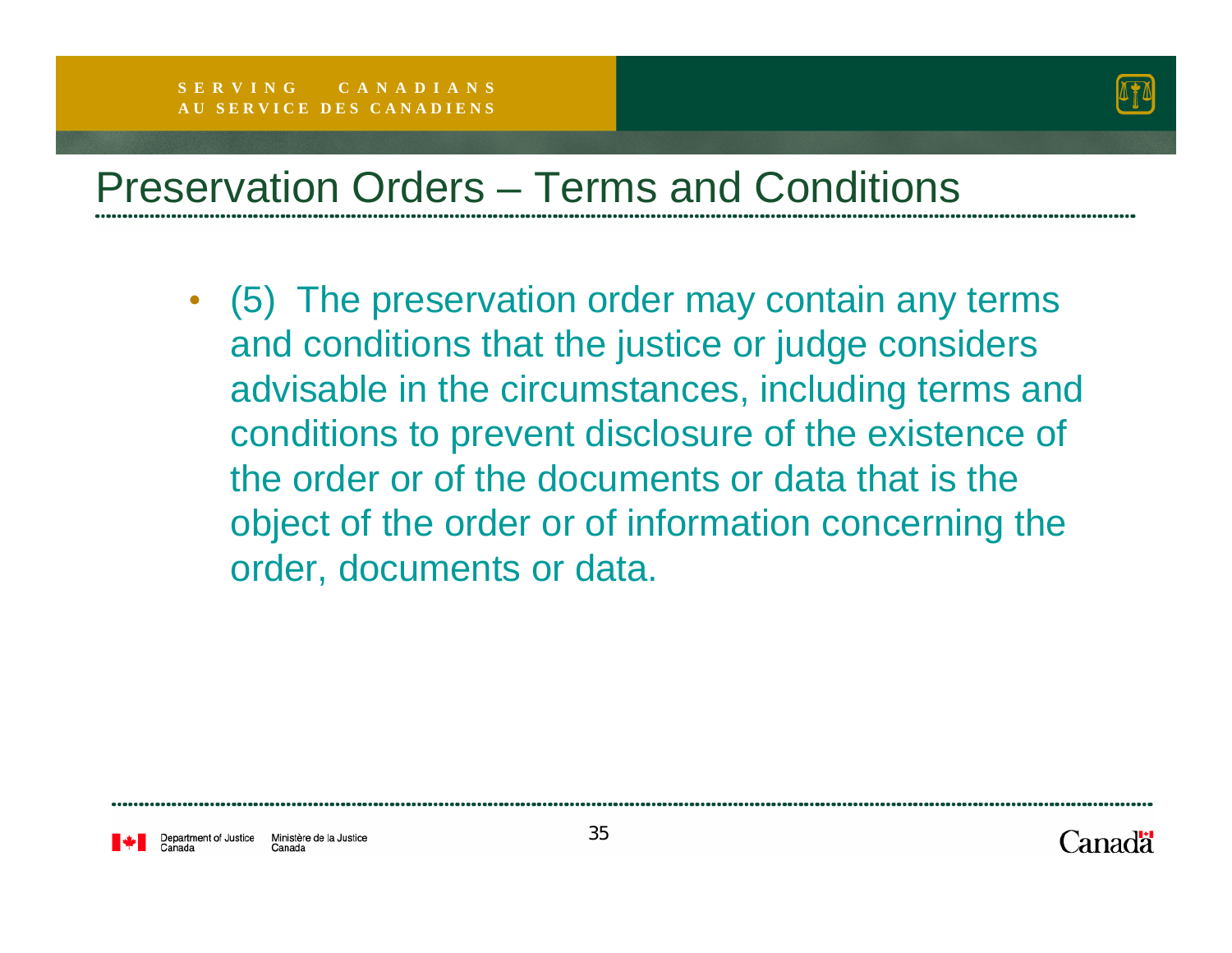# Preservation Orders – Terms and Conditions

- (5) The preservation order may contain any terms and conditions that the justice or judge considers advisable in the circumstances, including terms and conditions to prevent disclosure of the existence of the order or of the documents or data that is the object of the order or of information concerning the order, documents or data.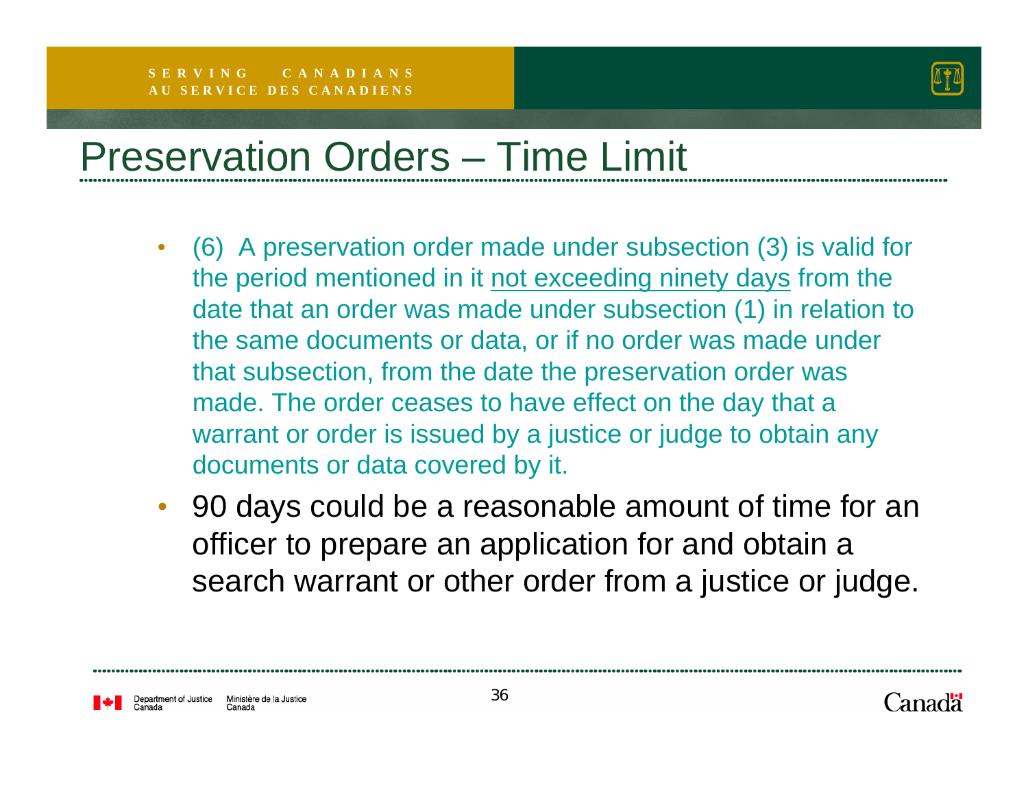# Preservation Orders – Time Limit

- (6) A preservation order made under subsection (3) is valid for the period mentioned in it <u>not exceeding ninety days</u> from the date that an order was made under subsection (1) in relation to the same documents or data, or if no order was made under that subsection, from the date the preservation order was made. The order ceases to have effect on the day that a warrant or order is issued by a justice or judge to obtain any documents or data covered by it.
- 90 days could be a reasonable amount of time for an officer to prepare an application for and obtain a search warrant or other order from a justice or judge.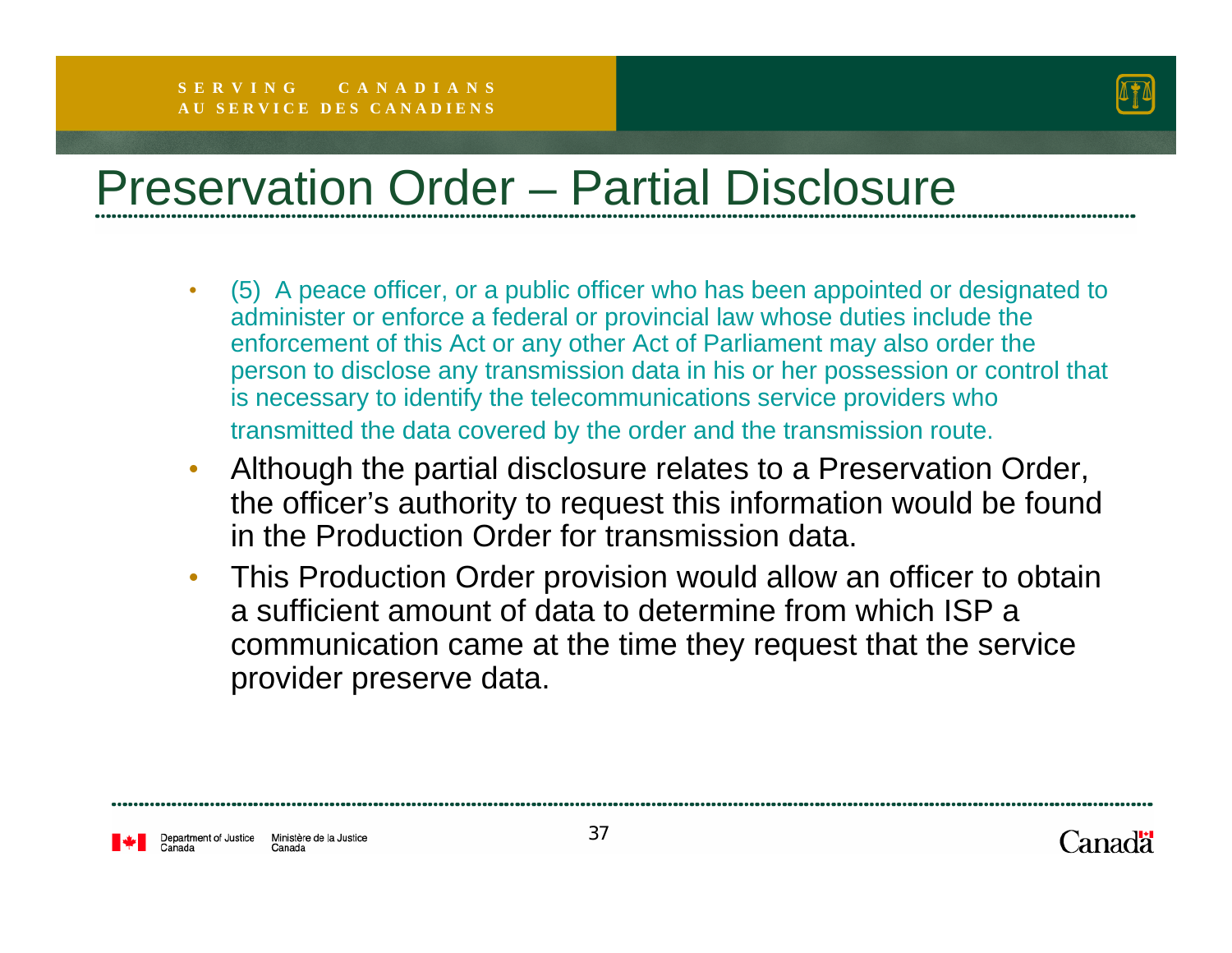# Preservation Order – Partial Disclosure

- (5) A peace officer, or a public officer who has been appointed or designated to administer or enforce a federal or provincial law whose duties include the enforcement of this Act or any other Act of Parliament may also order the person to disclose any transmission data in his or her possession or control that is necessary to identify the telecommunications service providers who transmitted the data covered by the order and the transmission route.
- Although the partial disclosure relates to a Preservation Order, the officer's authority to request this information would be found in the Production Order for transmission data.
- This Production Order provision would allow an officer to obtain a sufficient amount of data to determine from which ISP a communication came at the time they request that the service provider preserve data.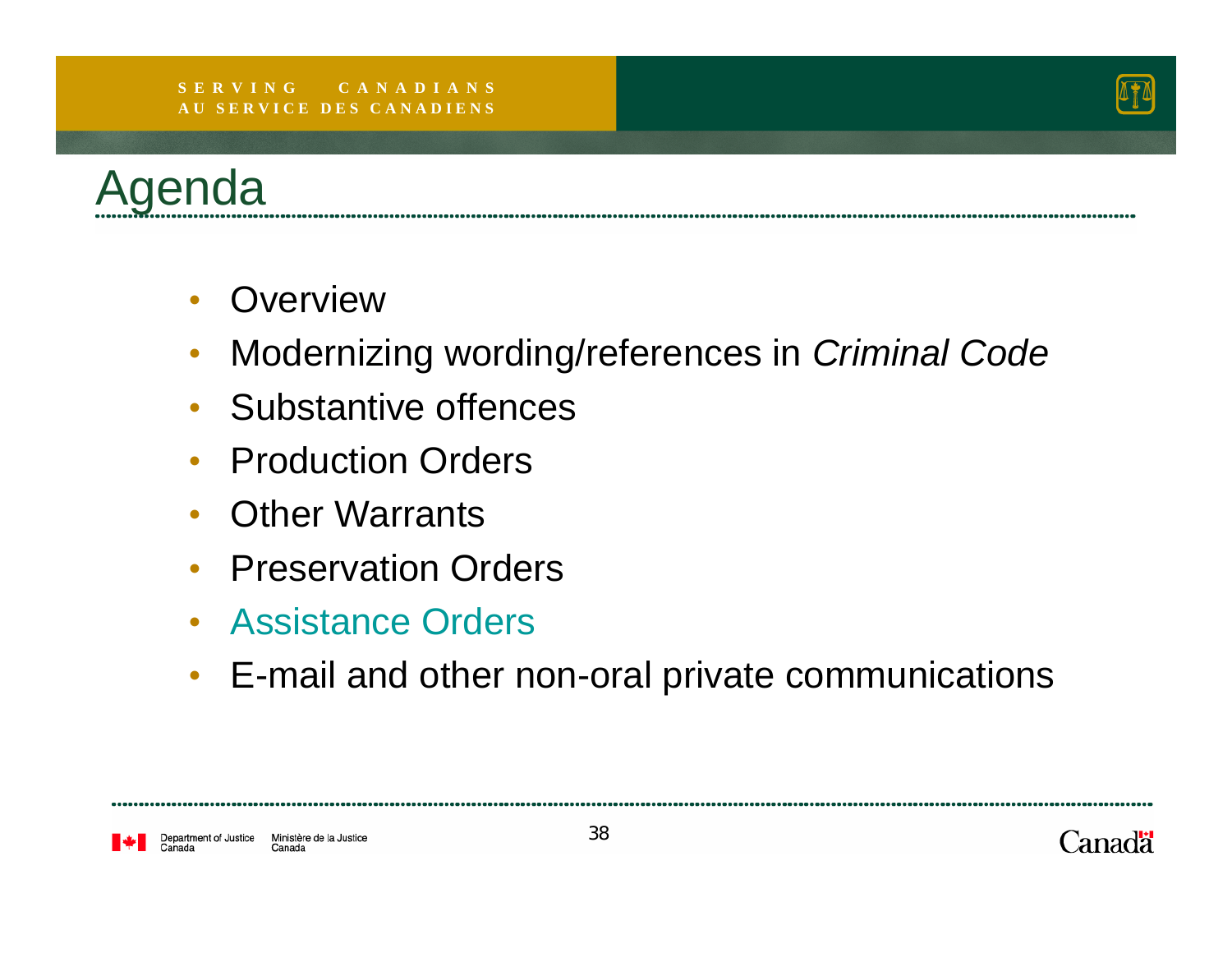# Agenda

- Overview
- Modernizing wording/references in *Criminal Code*
- Substantive offences
- Production Orders
- Other Warrants
- Preservation Orders
- Assistance Orders
- E-mail and other non-oral private communications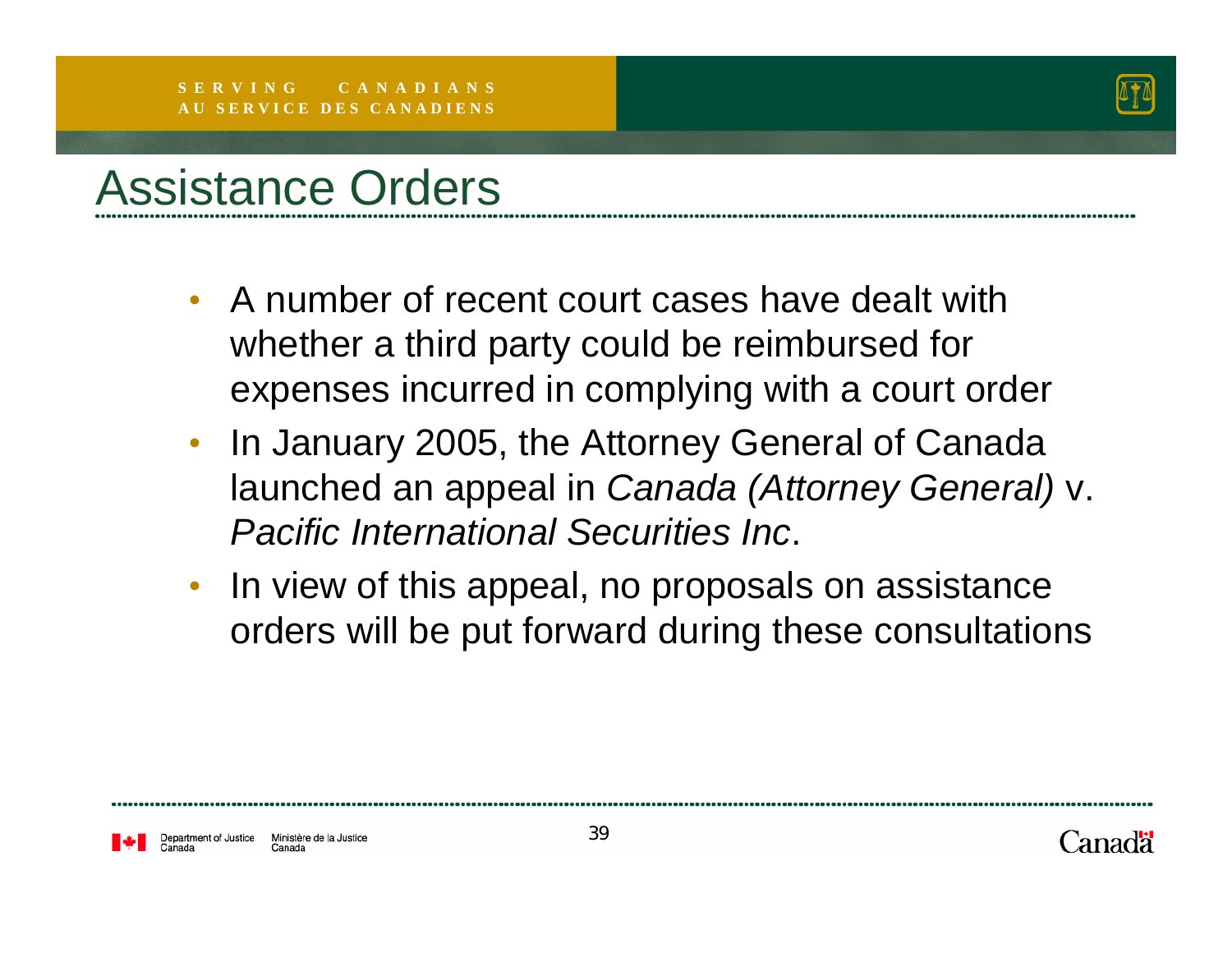# Assistance Orders

- A number of recent court cases have dealt with whether a third party could be reimbursed for expenses incurred in complying with a court order
- In January 2005, the Attorney General of Canada launched an appeal in *Canada (Attorney General)* v. *Pacific International Securities Inc*.
- In view of this appeal, no proposals on assistance orders will be put forward during these consultations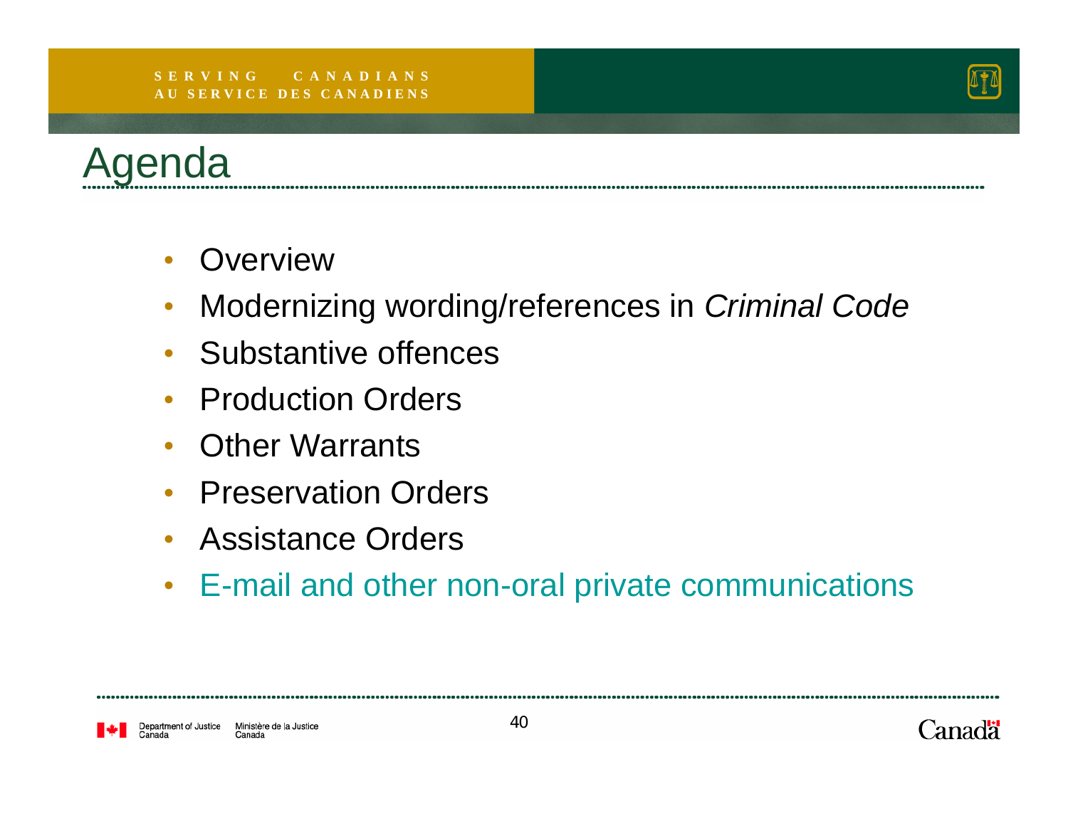# Agenda

- Overview
- Modernizing wording/references in *Criminal Code*
- Substantive offences
- Production Orders
- Other Warrants
- Preservation Orders
- Assistance Orders
- E-mail and other non-oral private communications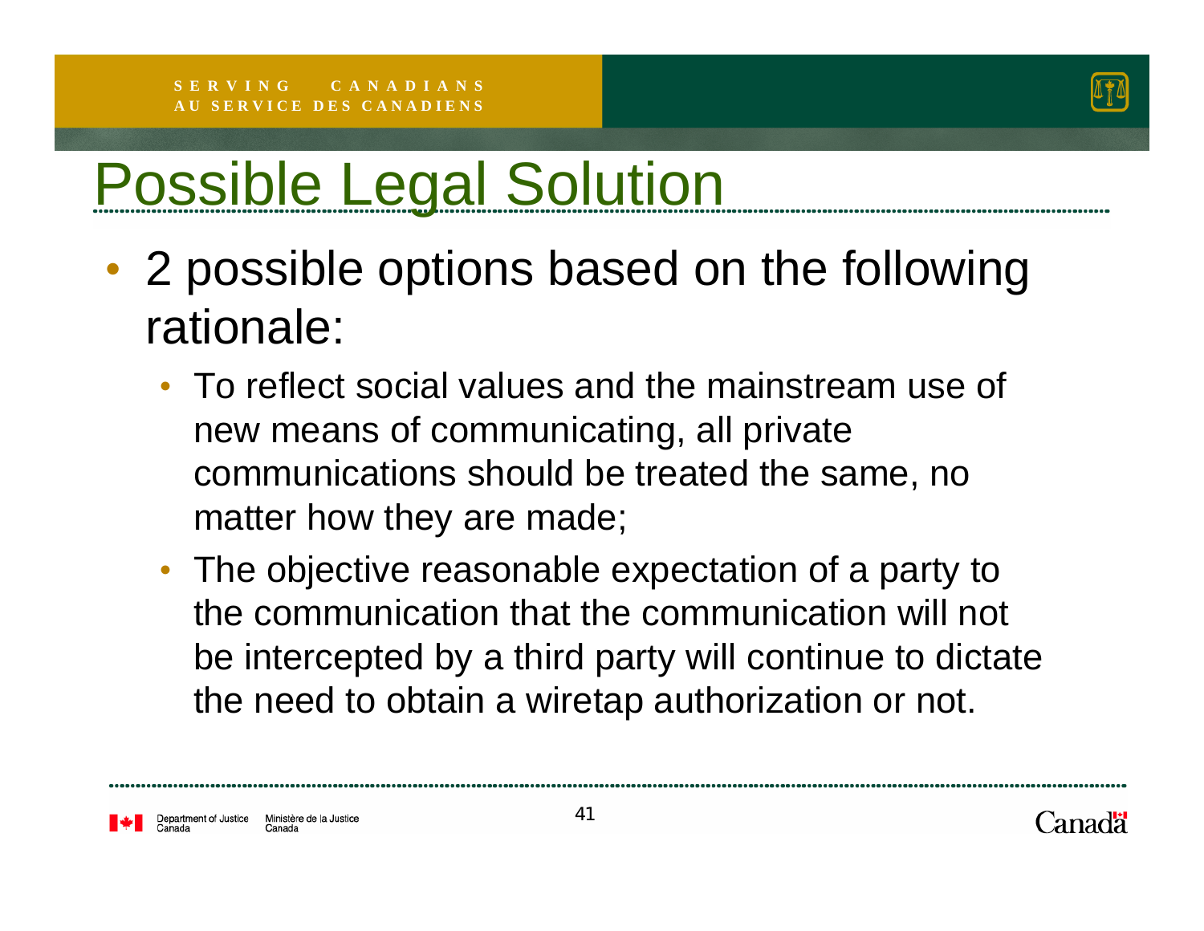# Possible Legal Solution

- 2 possible options based on the following rationale:
  - To reflect social values and the mainstream use of new means of communicating, all private communications should be treated the same, no matter how they are made;
  - The objective reasonable expectation of a party to the communication that the communication will not be intercepted by a third party will continue to dictate the need to obtain a wiretap authorization or not.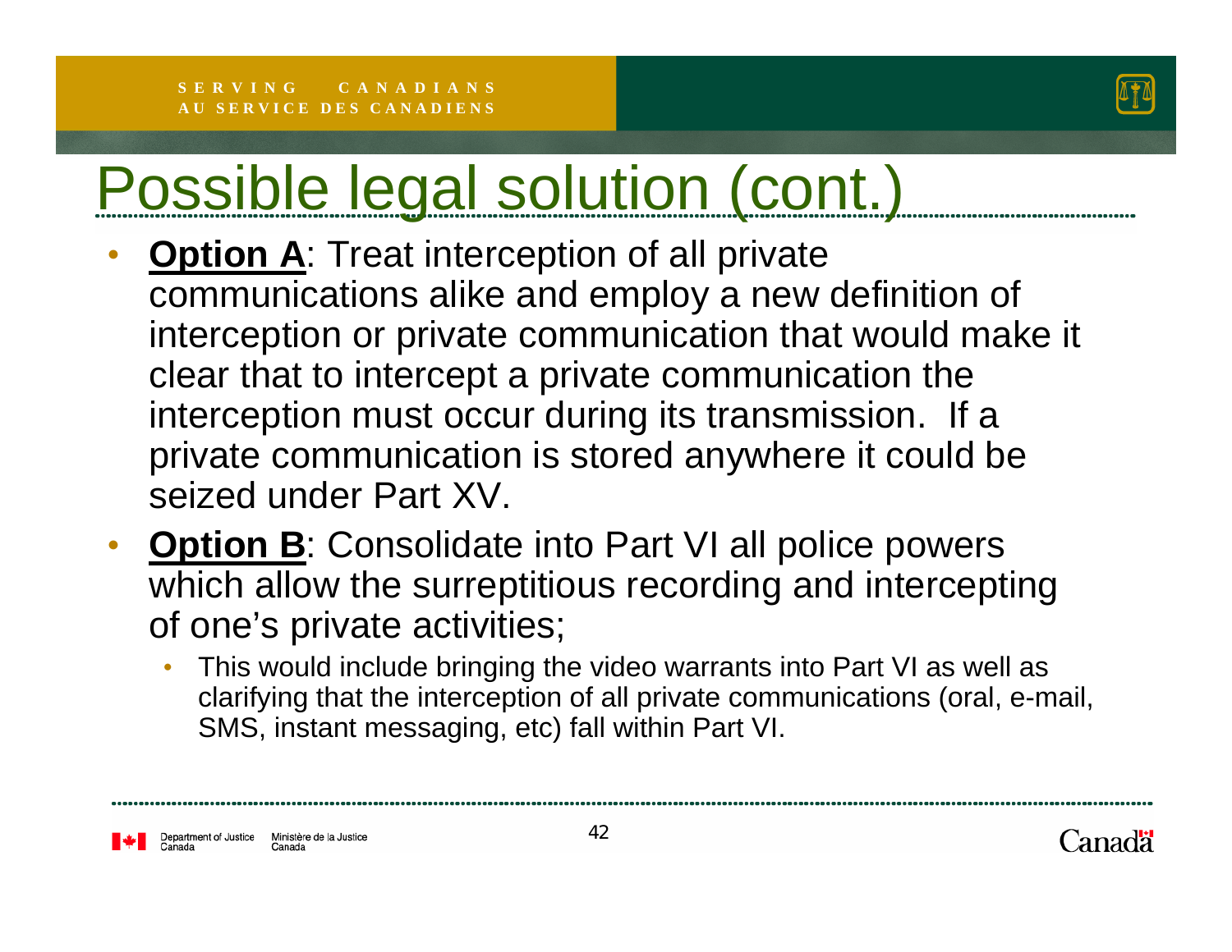# Possible legal solution (cont.)

- **Option A**: Treat interception of all private communications alike and employ a new definition of interception or private communication that would make it clear that to intercept a private communication the interception must occur during its transmission. If a private communication is stored anywhere it could be seized under Part XV.
- **Option B**: Consolidate into Part VI all police powers which allow the surreptitious recording and intercepting of one's private activities;
  - This would include bringing the video warrants into Part VI as well as clarifying that the interception of all private communications (oral, e-mail, SMS, instant messaging, etc) fall within Part VI.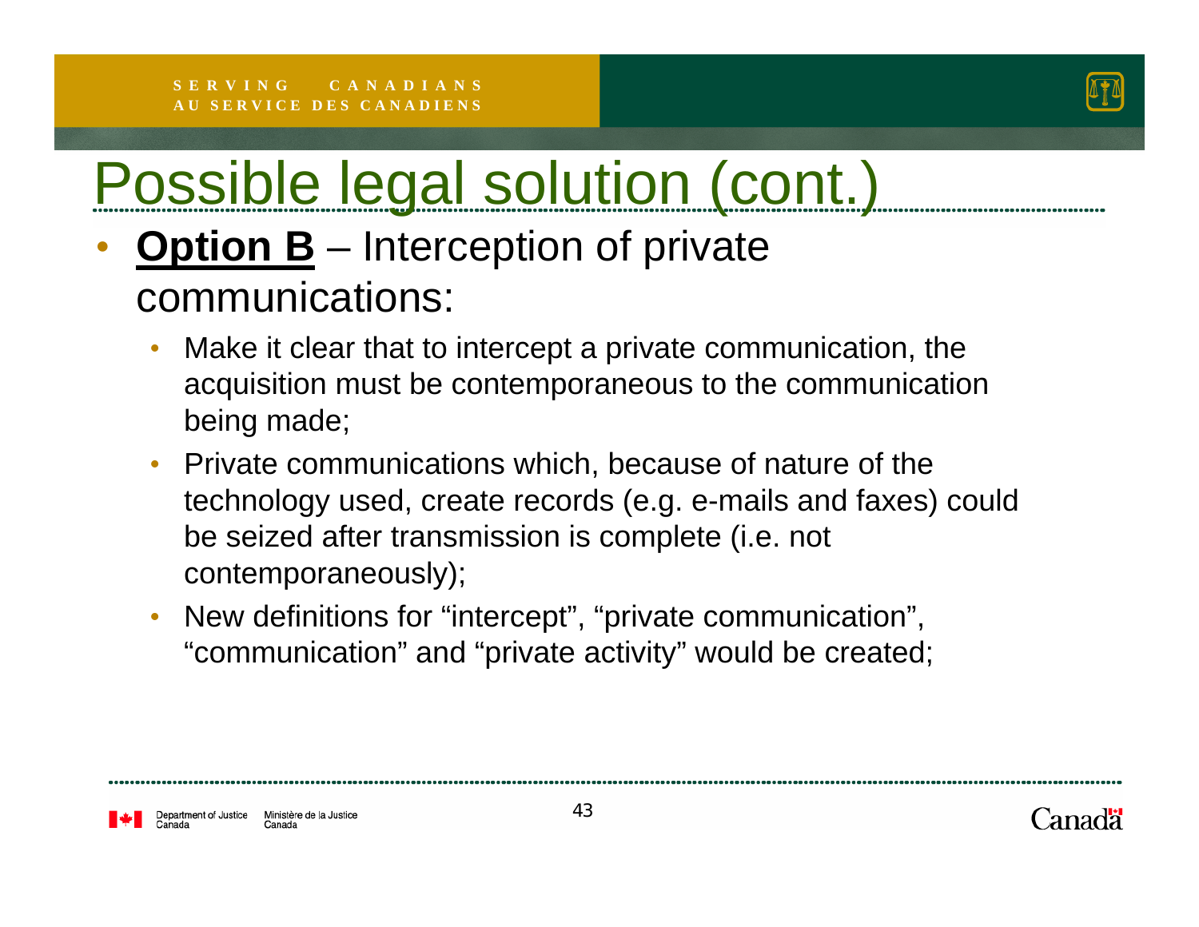# Possible legal solution (cont.)

- **<u>Option B</u>** – Interception of private communications:
  - Make it clear that to intercept a private communication, the acquisition must be contemporaneous to the communication being made;
  - Private communications which, because of nature of the technology used, create records (e.g. e-mails and faxes) could be seized after transmission is complete (i.e. not contemporaneously);
  - New definitions for "intercept", "private communication", "communication" and "private activity" would be created;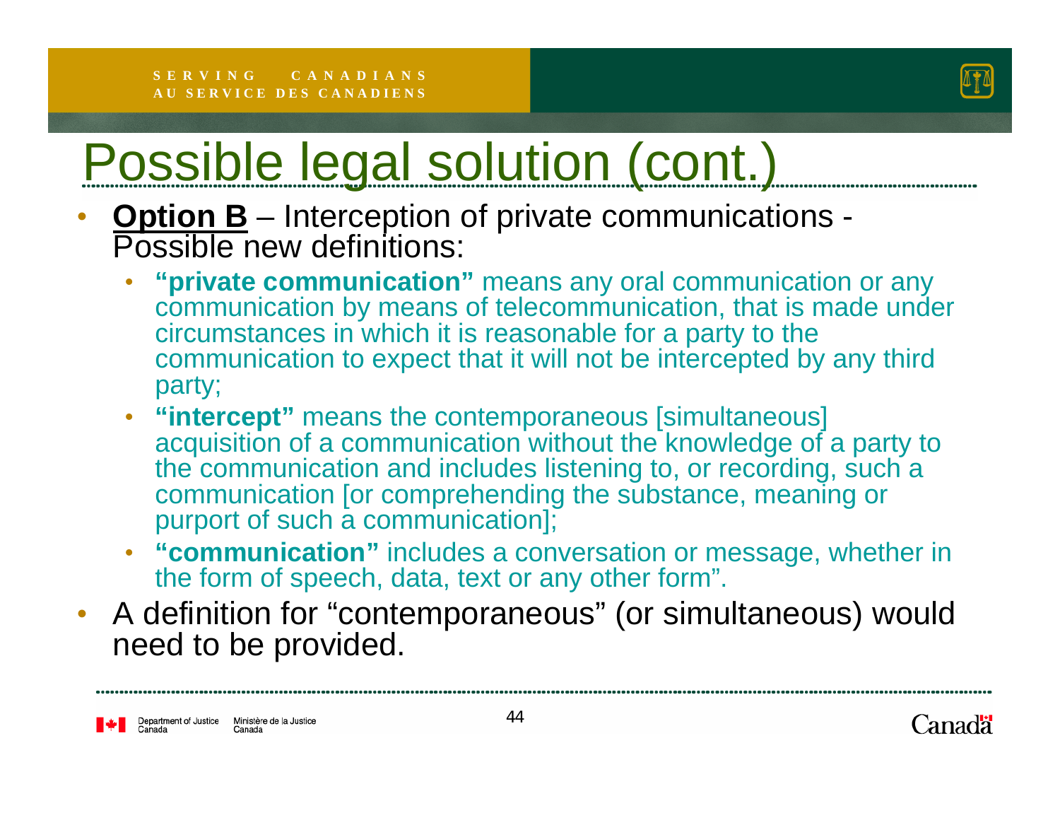# Possible legal solution (cont.)

- **Option B** – Interception of private communications - Possible new definitions:
  - **"private communication"** means any oral communication or any communication by means of telecommunication, that is made under circumstances in which it is reasonable for a party to the communication to expect that it will not be intercepted by any third party;
  - **"intercept"** means the contemporaneous [simultaneous] acquisition of a communication without the knowledge of a party to the communication and includes listening to, or recording, such a communication [or comprehending the substance, meaning or purport of such a communication];
  - **"communication"** includes a conversation or message, whether in the form of speech, data, text or any other form".
- A definition for "contemporaneous" (or simultaneous) would need to be provided.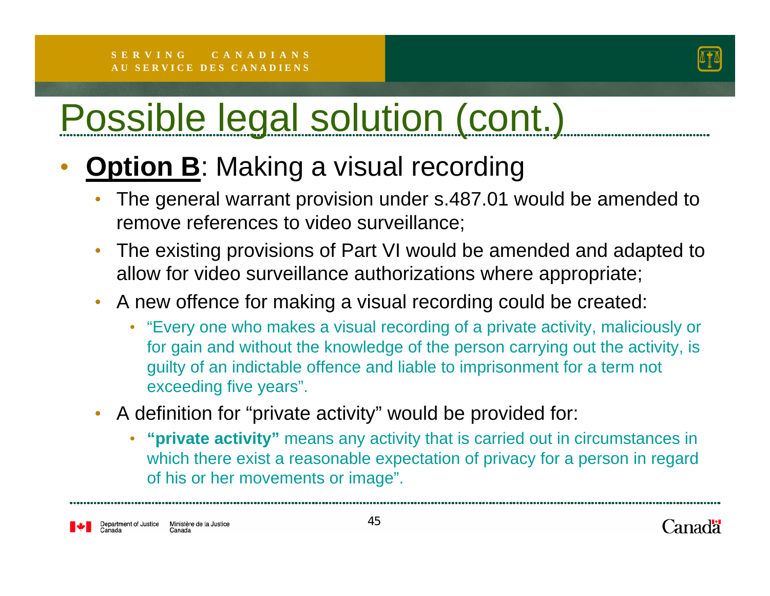# Possible legal solution (cont.)

- **Option B**: Making a visual recording
  - The general warrant provision under s.487.01 would be amended to remove references to video surveillance;
  - The existing provisions of Part VI would be amended and adapted to allow for video surveillance authorizations where appropriate;
  - A new offence for making a visual recording could be created:
    - "Every one who makes a visual recording of a private activity, maliciously or for gain and without the knowledge of the person carrying out the activity, is guilty of an indictable offence and liable to imprisonment for a term not exceeding five years".
  - A definition for "private activity" would be provided for:
    - **"private activity"** means any activity that is carried out in circumstances in which there exist a reasonable expectation of privacy for a person in regard of his or her movements or image".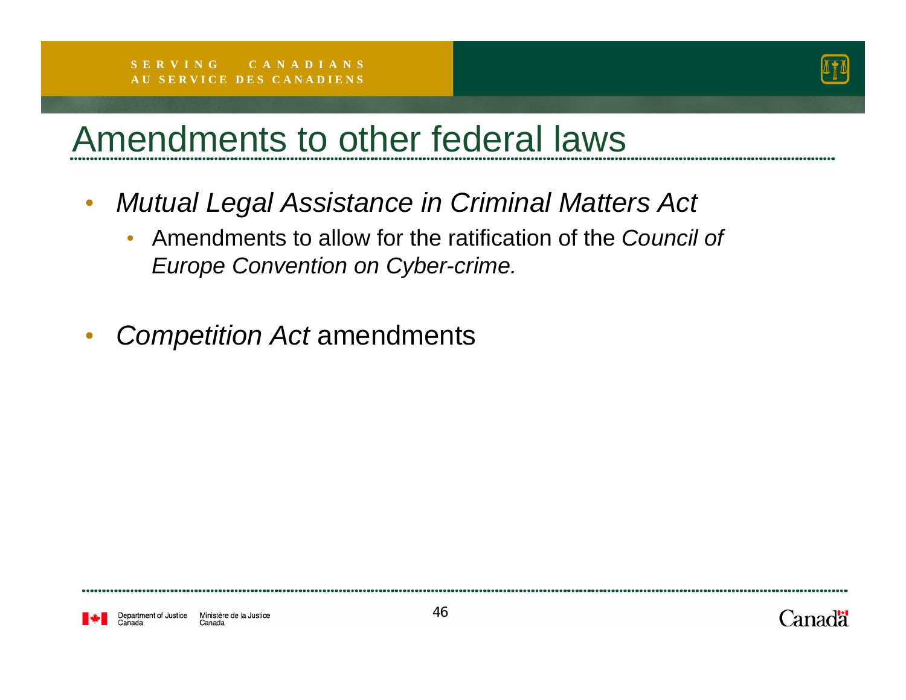# Amendments to other federal laws

- *Mutual Legal Assistance in Criminal Matters Act*
  - Amendments to allow for the ratification of the *Council of Europe Convention on Cyber-crime.*

- *Competition Act* amendments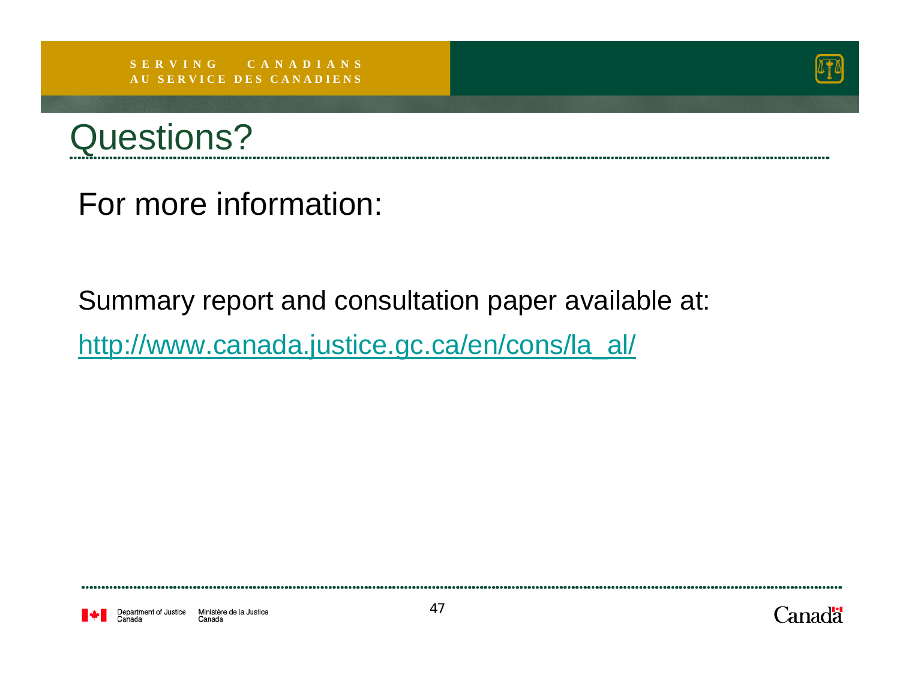# Questions?

For more information:

Summary report and consultation paper available at:

http://www.canada.justice.gc.ca/en/cons/la_al/